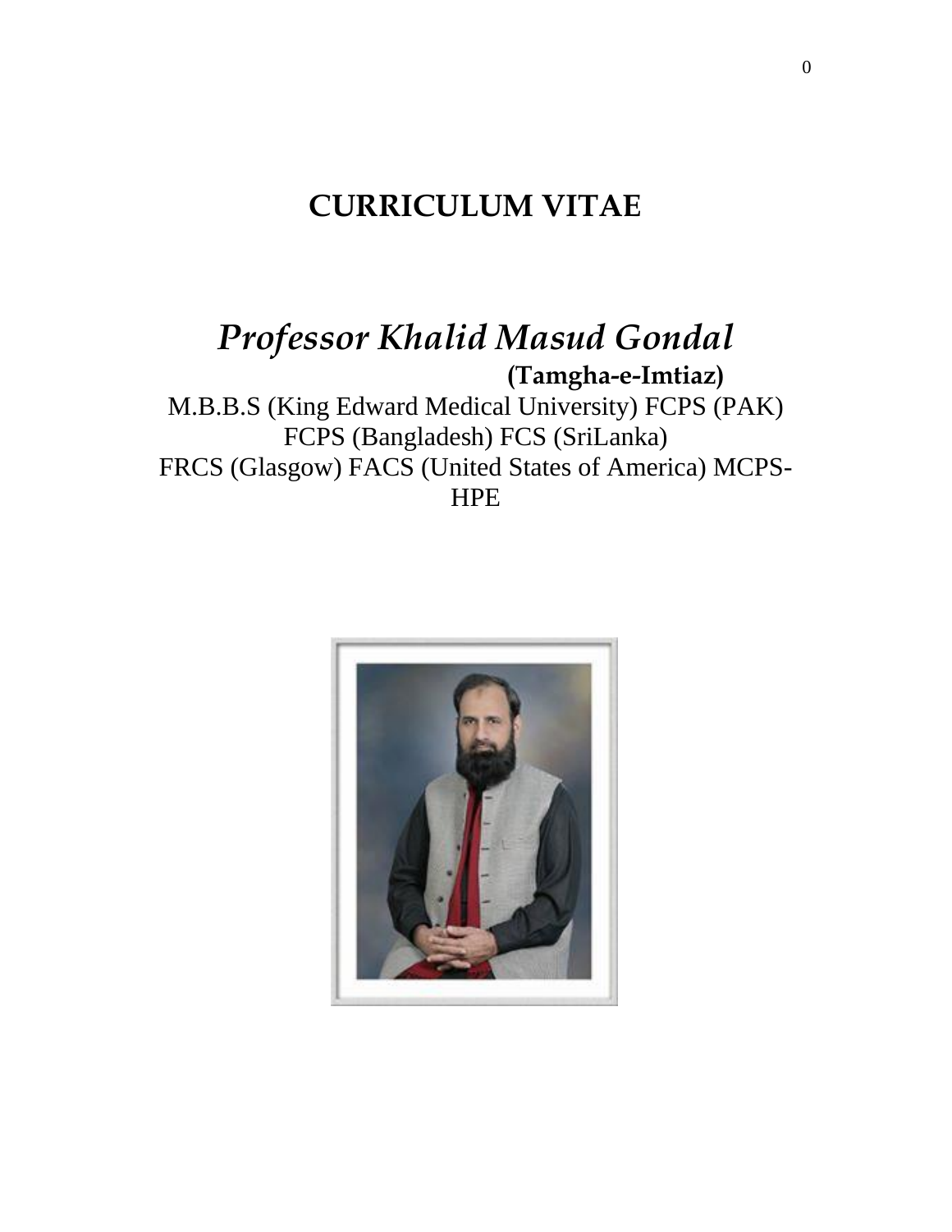# CURRICULUM VITAE

## *Professor Khalid Masud Gondal*

**(Tamgha-e-Imtiaz)**

M.B.B.S (King Edward Medical University) FCPS (PAK) FCPS (Bangladesh) FCS (SriLanka) FRCS (Glasgow) FACS (United States of America) MCPS-HPE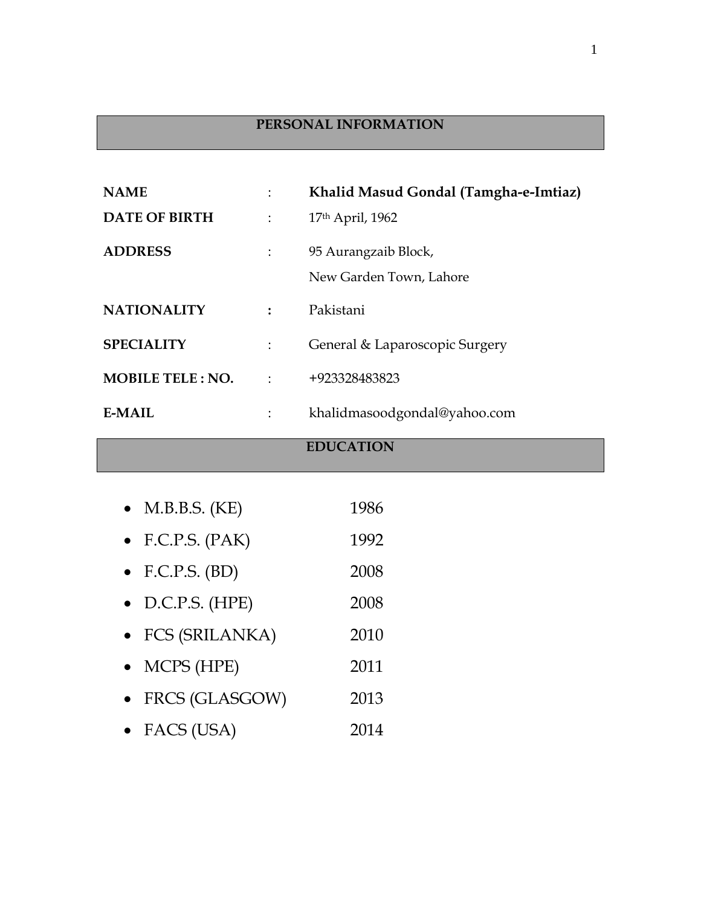## PERSONAL INFORMATION

| | | |
|---|---|---|
| **NAME** | : | **Khalid Masud Gondal (Tamgha-e-Imtiaz)** |
| **DATE OF BIRTH** | : | 17th April, 1962 |
| **ADDRESS** | : | 95 Aurangzaib Block, New Garden Town, Lahore |
| **NATIONALITY** | **:** | Pakistani |
| **SPECIALITY** | : | General & Laparoscopic Surgery |
| **MOBILE TELE : NO.** | : | +923328483823 |
| **E-MAIL** | : | khalidmasoodgondal@yahoo.com |

## EDUCATION

- M.B.B.S. (KE) 1986
- F.C.P.S. (PAK) 1992
- F.C.P.S. (BD) 2008
- D.C.P.S. (HPE) 2008
- FCS (SRILANKA) 2010
- MCPS (HPE) 2011
- FRCS (GLASGOW) 2013
- FACS (USA) 2014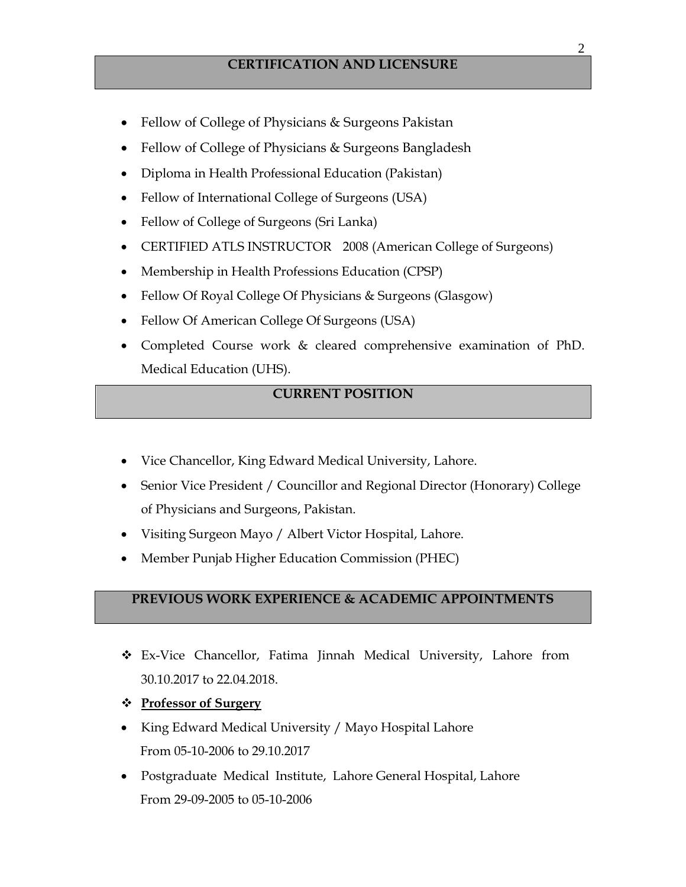## CERTIFICATION AND LICENSURE

- Fellow of College of Physicians & Surgeons Pakistan
- Fellow of College of Physicians & Surgeons Bangladesh
- Diploma in Health Professional Education (Pakistan)
- Fellow of International College of Surgeons (USA)
- Fellow of College of Surgeons (Sri Lanka)
- CERTIFIED ATLS INSTRUCTOR 2008 (American College of Surgeons)
- Membership in Health Professions Education (CPSP)
- Fellow Of Royal College Of Physicians & Surgeons (Glasgow)
- Fellow Of American College Of Surgeons (USA)
- Completed Course work & cleared comprehensive examination of PhD. Medical Education (UHS).

## CURRENT POSITION

- Vice Chancellor, King Edward Medical University, Lahore.
- Senior Vice President / Councillor and Regional Director (Honorary) College of Physicians and Surgeons, Pakistan.
- Visiting Surgeon Mayo / Albert Victor Hospital, Lahore.
- Member Punjab Higher Education Commission (PHEC)

## PREVIOUS WORK EXPERIENCE & ACADEMIC APPOINTMENTS

- Ex-Vice Chancellor, Fatima Jinnah Medical University, Lahore from 30.10.2017 to 22.04.2018.
- **Professor of Surgery**

- King Edward Medical University / Mayo Hospital Lahore
  From 05-10-2006 to 29.10.2017
- Postgraduate Medical Institute, Lahore General Hospital, Lahore
  From 29-09-2005 to 05-10-2006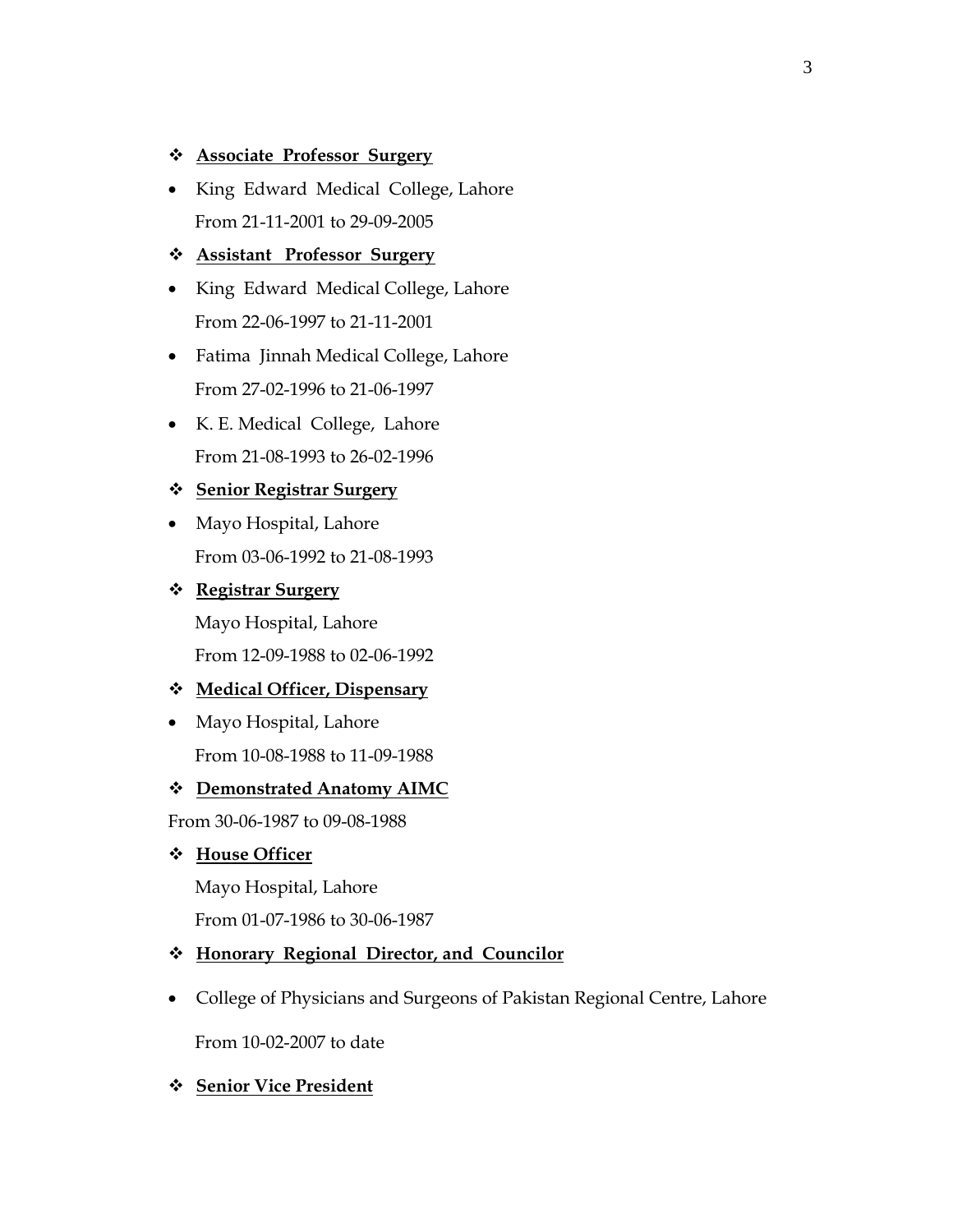- **<u>Associate Professor Surgery</u>**

- King Edward Medical College, Lahore
  From 21-11-2001 to 29-09-2005

- **<u>Assistant Professor Surgery</u>**

- King Edward Medical College, Lahore
  From 22-06-1997 to 21-11-2001

- Fatima Jinnah Medical College, Lahore
  From 27-02-1996 to 21-06-1997

- K. E. Medical College, Lahore
  From 21-08-1993 to 26-02-1996

- **<u>Senior Registrar Surgery</u>**

- Mayo Hospital, Lahore
  From 03-06-1992 to 21-08-1993

- **<u>Registrar Surgery</u>**

  Mayo Hospital, Lahore
  From 12-09-1988 to 02-06-1992

- **<u>Medical Officer, Dispensary</u>**

- Mayo Hospital, Lahore
  From 10-08-1988 to 11-09-1988

- **<u>Demonstrated Anatomy AIMC</u>**

From 30-06-1987 to 09-08-1988

- **<u>House Officer</u>**

  Mayo Hospital, Lahore
  From 01-07-1986 to 30-06-1987

- **<u>Honorary Regional Director, and Councilor</u>**

- College of Physicians and Surgeons of Pakistan Regional Centre, Lahore

  From 10-02-2007 to date

- **<u>Senior Vice President</u>**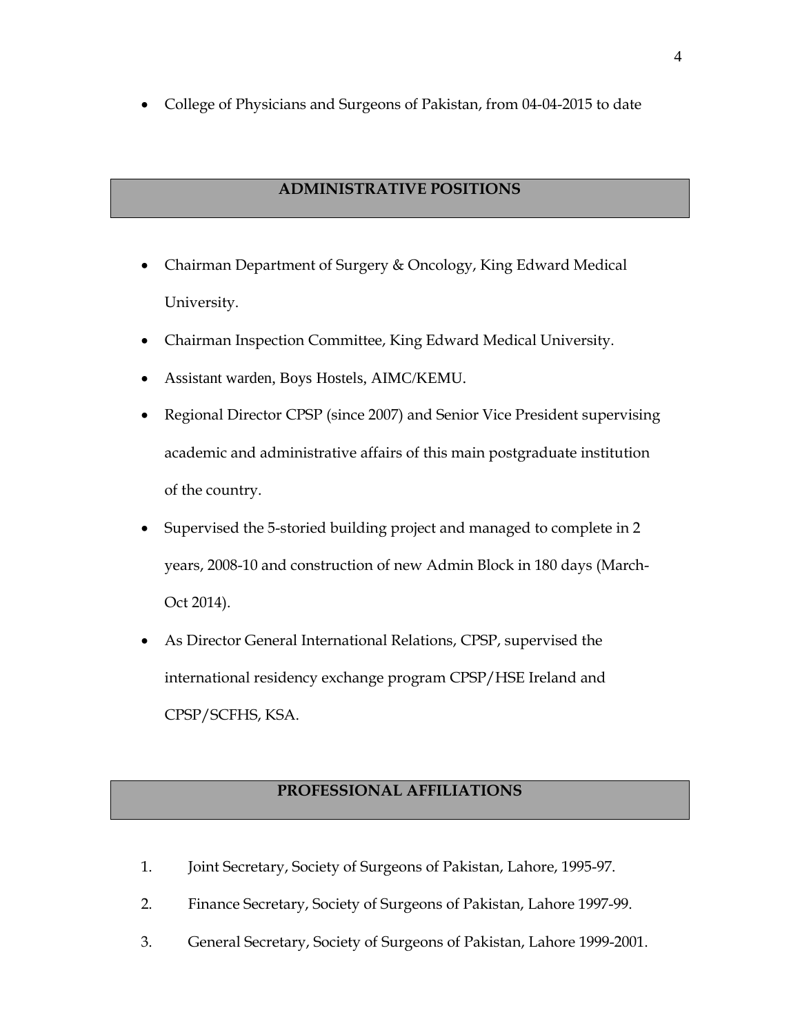- College of Physicians and Surgeons of Pakistan, from 04-04-2015 to date

## ADMINISTRATIVE POSITIONS

- Chairman Department of Surgery & Oncology, King Edward Medical University.
- Chairman Inspection Committee, King Edward Medical University.
- Assistant warden, Boys Hostels, AIMC/KEMU.
- Regional Director CPSP (since 2007) and Senior Vice President supervising academic and administrative affairs of this main postgraduate institution of the country.
- Supervised the 5-storied building project and managed to complete in 2 years, 2008-10 and construction of new Admin Block in 180 days (March-Oct 2014).
- As Director General International Relations, CPSP, supervised the international residency exchange program CPSP/HSE Ireland and CPSP/SCFHS, KSA.

## PROFESSIONAL AFFILIATIONS

1. Joint Secretary, Society of Surgeons of Pakistan, Lahore, 1995-97.
2. Finance Secretary, Society of Surgeons of Pakistan, Lahore 1997-99.
3. General Secretary, Society of Surgeons of Pakistan, Lahore 1999-2001.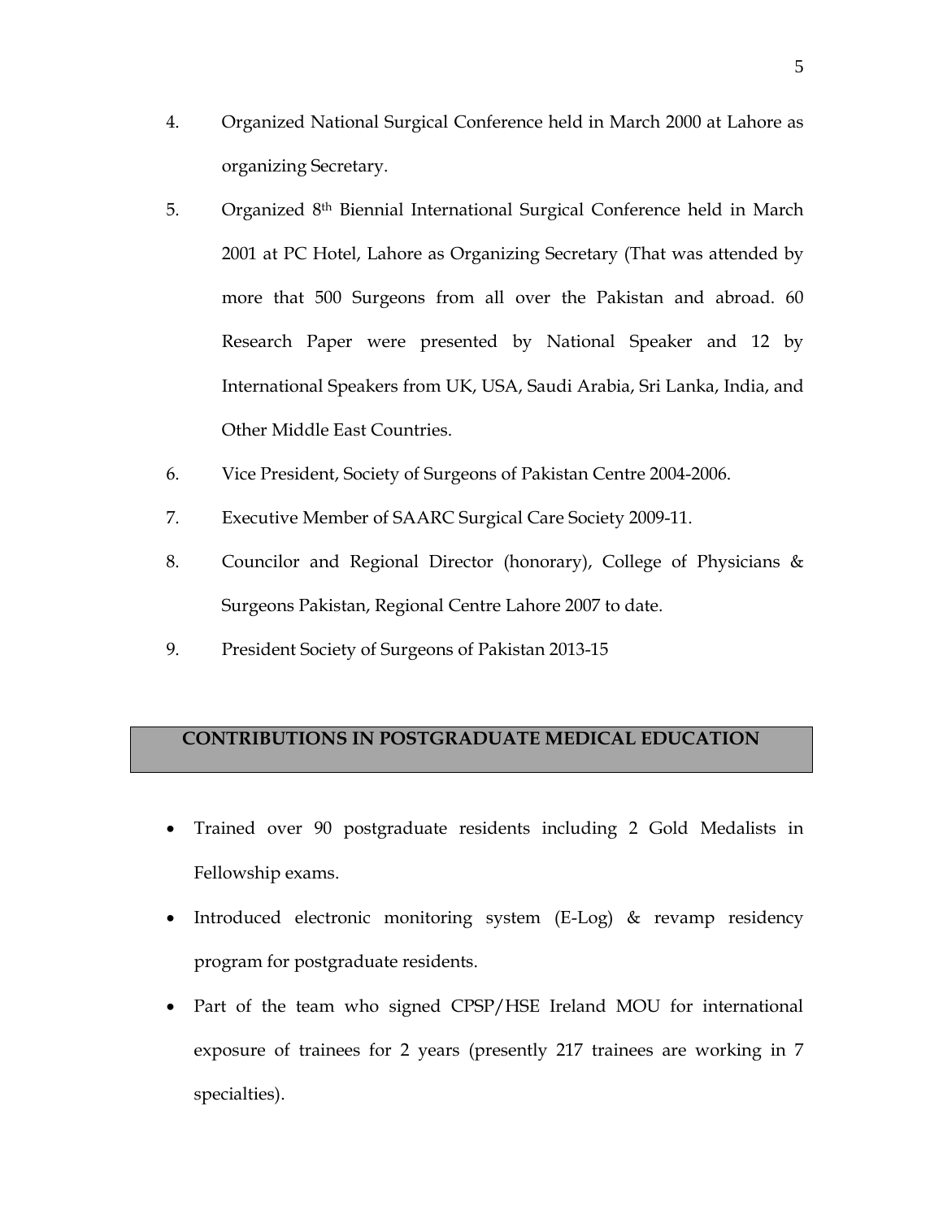4. Organized National Surgical Conference held in March 2000 at Lahore as organizing Secretary.
5. Organized 8th Biennial International Surgical Conference held in March 2001 at PC Hotel, Lahore as Organizing Secretary (That was attended by more that 500 Surgeons from all over the Pakistan and abroad. 60 Research Paper were presented by National Speaker and 12 by International Speakers from UK, USA, Saudi Arabia, Sri Lanka, India, and Other Middle East Countries.
6. Vice President, Society of Surgeons of Pakistan Centre 2004-2006.
7. Executive Member of SAARC Surgical Care Society 2009-11.
8. Councilor and Regional Director (honorary), College of Physicians & Surgeons Pakistan, Regional Centre Lahore 2007 to date.
9. President Society of Surgeons of Pakistan 2013-15

## CONTRIBUTIONS IN POSTGRADUATE MEDICAL EDUCATION

- Trained over 90 postgraduate residents including 2 Gold Medalists in Fellowship exams.
- Introduced electronic monitoring system (E-Log) & revamp residency program for postgraduate residents.
- Part of the team who signed CPSP/HSE Ireland MOU for international exposure of trainees for 2 years (presently 217 trainees are working in 7 specialties).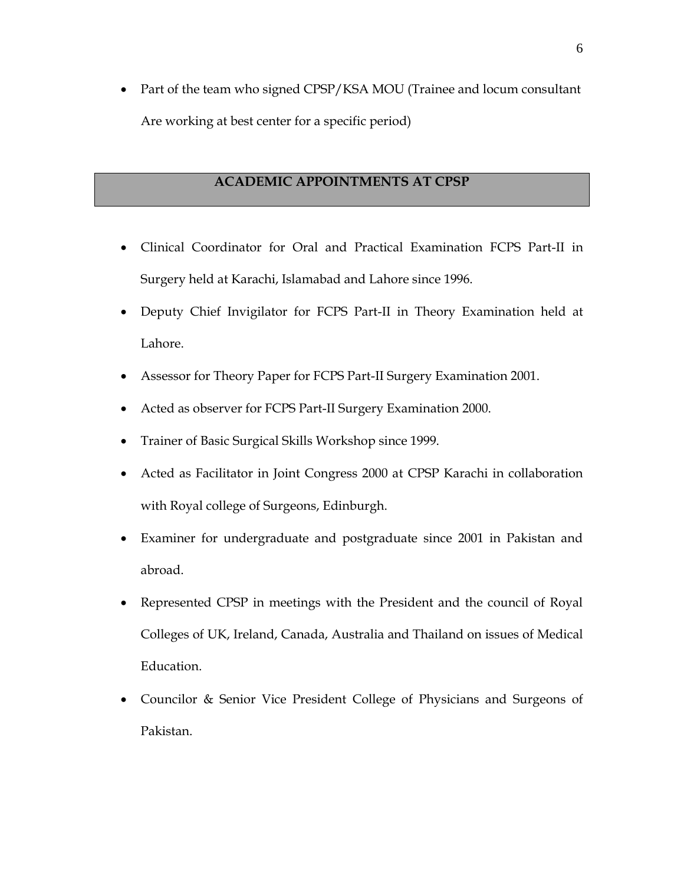- Part of the team who signed CPSP/KSA MOU (Trainee and locum consultant Are working at best center for a specific period)

## ACADEMIC APPOINTMENTS AT CPSP

- Clinical Coordinator for Oral and Practical Examination FCPS Part-II in Surgery held at Karachi, Islamabad and Lahore since 1996.
- Deputy Chief Invigilator for FCPS Part-II in Theory Examination held at Lahore.
- Assessor for Theory Paper for FCPS Part-II Surgery Examination 2001.
- Acted as observer for FCPS Part-II Surgery Examination 2000.
- Trainer of Basic Surgical Skills Workshop since 1999.
- Acted as Facilitator in Joint Congress 2000 at CPSP Karachi in collaboration with Royal college of Surgeons, Edinburgh.
- Examiner for undergraduate and postgraduate since 2001 in Pakistan and abroad.
- Represented CPSP in meetings with the President and the council of Royal Colleges of UK, Ireland, Canada, Australia and Thailand on issues of Medical Education.
- Councilor & Senior Vice President College of Physicians and Surgeons of Pakistan.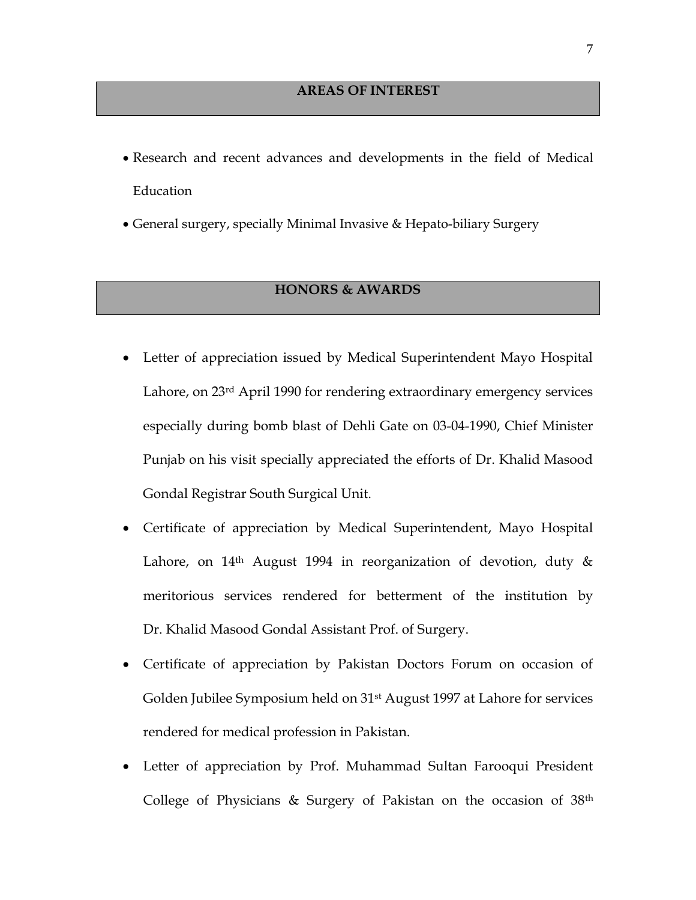## AREAS OF INTEREST

- Research and recent advances and developments in the field of Medical Education
- General surgery, specially Minimal Invasive & Hepato-biliary Surgery

## HONORS & AWARDS

- Letter of appreciation issued by Medical Superintendent Mayo Hospital Lahore, on 23rd April 1990 for rendering extraordinary emergency services especially during bomb blast of Dehli Gate on 03-04-1990, Chief Minister Punjab on his visit specially appreciated the efforts of Dr. Khalid Masood Gondal Registrar South Surgical Unit.
- Certificate of appreciation by Medical Superintendent, Mayo Hospital Lahore, on 14th August 1994 in reorganization of devotion, duty & meritorious services rendered for betterment of the institution by Dr. Khalid Masood Gondal Assistant Prof. of Surgery.
- Certificate of appreciation by Pakistan Doctors Forum on occasion of Golden Jubilee Symposium held on 31st August 1997 at Lahore for services rendered for medical profession in Pakistan.
- Letter of appreciation by Prof. Muhammad Sultan Farooqui President College of Physicians & Surgery of Pakistan on the occasion of 38th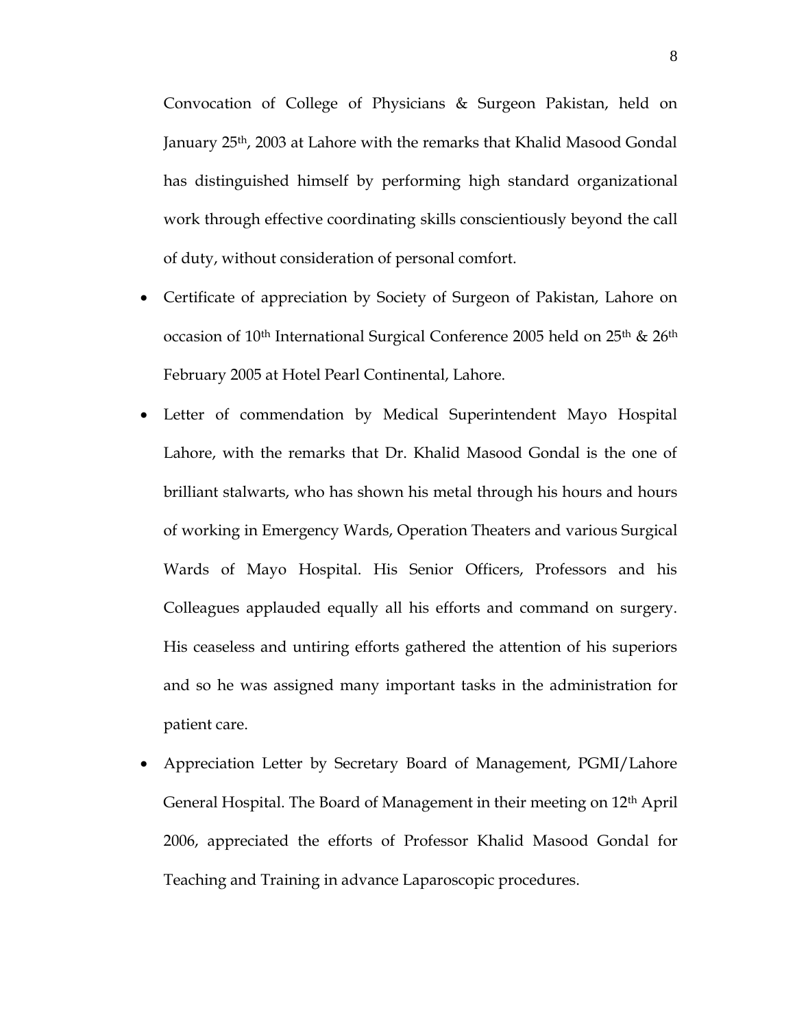Convocation of College of Physicians & Surgeon Pakistan, held on January 25th, 2003 at Lahore with the remarks that Khalid Masood Gondal has distinguished himself by performing high standard organizational work through effective coordinating skills conscientiously beyond the call of duty, without consideration of personal comfort.

- Certificate of appreciation by Society of Surgeon of Pakistan, Lahore on occasion of 10th International Surgical Conference 2005 held on 25th & 26th February 2005 at Hotel Pearl Continental, Lahore.
- Letter of commendation by Medical Superintendent Mayo Hospital Lahore, with the remarks that Dr. Khalid Masood Gondal is the one of brilliant stalwarts, who has shown his metal through his hours and hours of working in Emergency Wards, Operation Theaters and various Surgical Wards of Mayo Hospital. His Senior Officers, Professors and his Colleagues applauded equally all his efforts and command on surgery. His ceaseless and untiring efforts gathered the attention of his superiors and so he was assigned many important tasks in the administration for patient care.
- Appreciation Letter by Secretary Board of Management, PGMI/Lahore General Hospital. The Board of Management in their meeting on 12th April 2006, appreciated the efforts of Professor Khalid Masood Gondal for Teaching and Training in advance Laparoscopic procedures.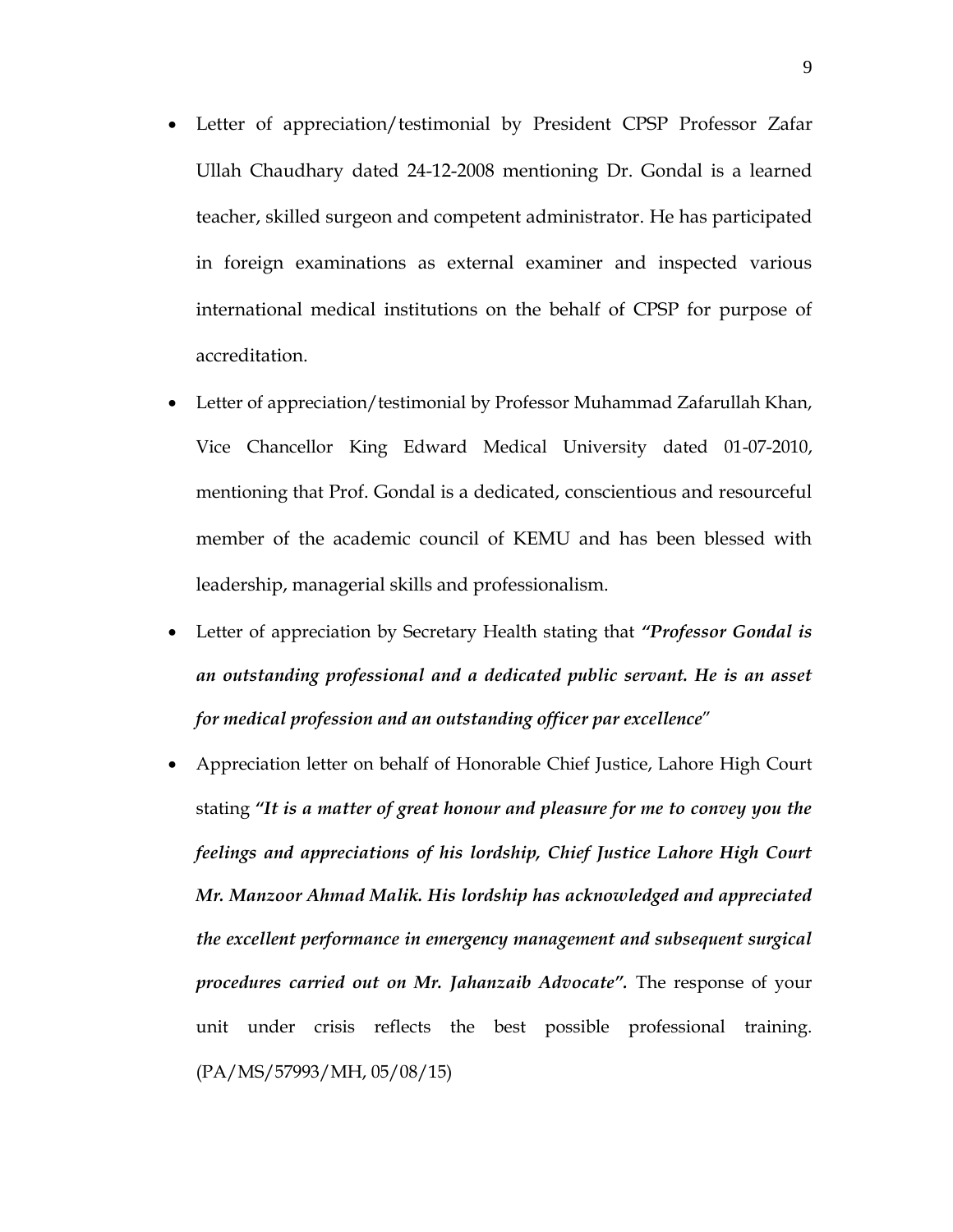- Letter of appreciation/testimonial by President CPSP Professor Zafar Ullah Chaudhary dated 24-12-2008 mentioning Dr. Gondal is a learned teacher, skilled surgeon and competent administrator. He has participated in foreign examinations as external examiner and inspected various international medical institutions on the behalf of CPSP for purpose of accreditation.
- Letter of appreciation/testimonial by Professor Muhammad Zafarullah Khan, Vice Chancellor King Edward Medical University dated 01-07-2010, mentioning that Prof. Gondal is a dedicated, conscientious and resourceful member of the academic council of KEMU and has been blessed with leadership, managerial skills and professionalism.
- Letter of appreciation by Secretary Health stating that ***"Professor Gondal is an outstanding professional and a dedicated public servant. He is an asset for medical profession and an outstanding officer par excellence"***
- Appreciation letter on behalf of Honorable Chief Justice, Lahore High Court stating ***"It is a matter of great honour and pleasure for me to convey you the feelings and appreciations of his lordship, Chief Justice Lahore High Court Mr. Manzoor Ahmad Malik. His lordship has acknowledged and appreciated the excellent performance in emergency management and subsequent surgical procedures carried out on Mr. Jahanzaib Advocate".*** The response of your unit under crisis reflects the best possible professional training. (PA/MS/57993/MH, 05/08/15)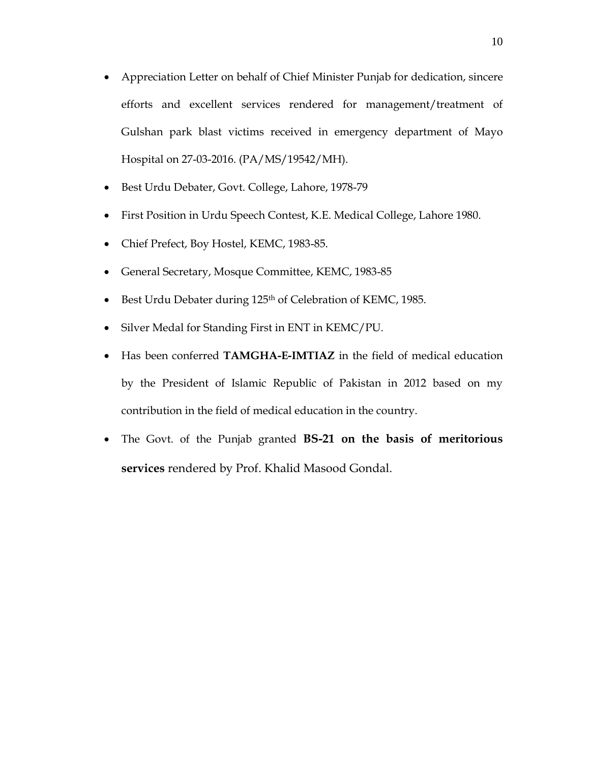- Appreciation Letter on behalf of Chief Minister Punjab for dedication, sincere efforts and excellent services rendered for management/treatment of Gulshan park blast victims received in emergency department of Mayo Hospital on 27-03-2016. (PA/MS/19542/MH).
- Best Urdu Debater, Govt. College, Lahore, 1978-79
- First Position in Urdu Speech Contest, K.E. Medical College, Lahore 1980.
- Chief Prefect, Boy Hostel, KEMC, 1983-85.
- General Secretary, Mosque Committee, KEMC, 1983-85
- Best Urdu Debater during 125th of Celebration of KEMC, 1985.
- Silver Medal for Standing First in ENT in KEMC/PU.
- Has been conferred **TAMGHA-E-IMTIAZ** in the field of medical education by the President of Islamic Republic of Pakistan in 2012 based on my contribution in the field of medical education in the country.
- The Govt. of the Punjab granted **BS-21 on the basis of meritorious services** rendered by Prof. Khalid Masood Gondal.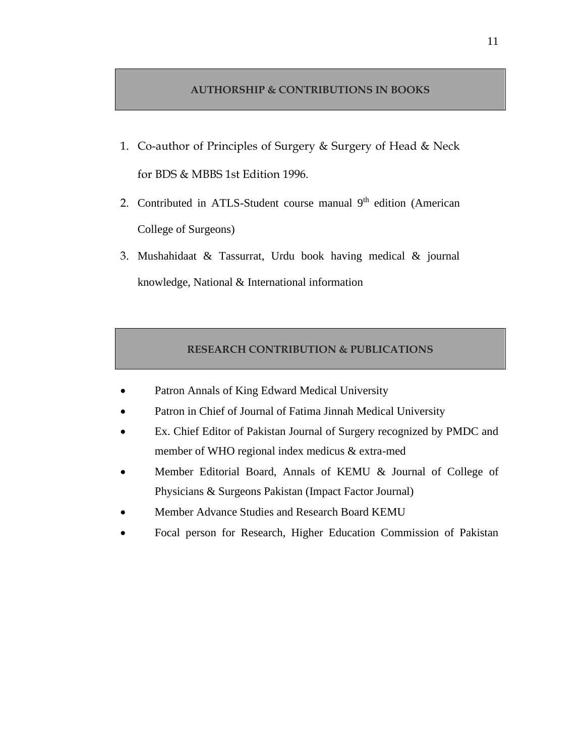## AUTHORSHIP & CONTRIBUTIONS IN BOOKS

1. Co-author of Principles of Surgery & Surgery of Head & Neck for BDS & MBBS 1st Edition 1996.
2. Contributed in ATLS-Student course manual 9th edition (American College of Surgeons)
3. Mushahidaat & Tassurrat, Urdu book having medical & journal knowledge, National & International information

## RESEARCH CONTRIBUTION & PUBLICATIONS

- Patron Annals of King Edward Medical University
- Patron in Chief of Journal of Fatima Jinnah Medical University
- Ex. Chief Editor of Pakistan Journal of Surgery recognized by PMDC and member of WHO regional index medicus & extra-med
- Member Editorial Board, Annals of KEMU & Journal of College of Physicians & Surgeons Pakistan (Impact Factor Journal)
- Member Advance Studies and Research Board KEMU
- Focal person for Research, Higher Education Commission of Pakistan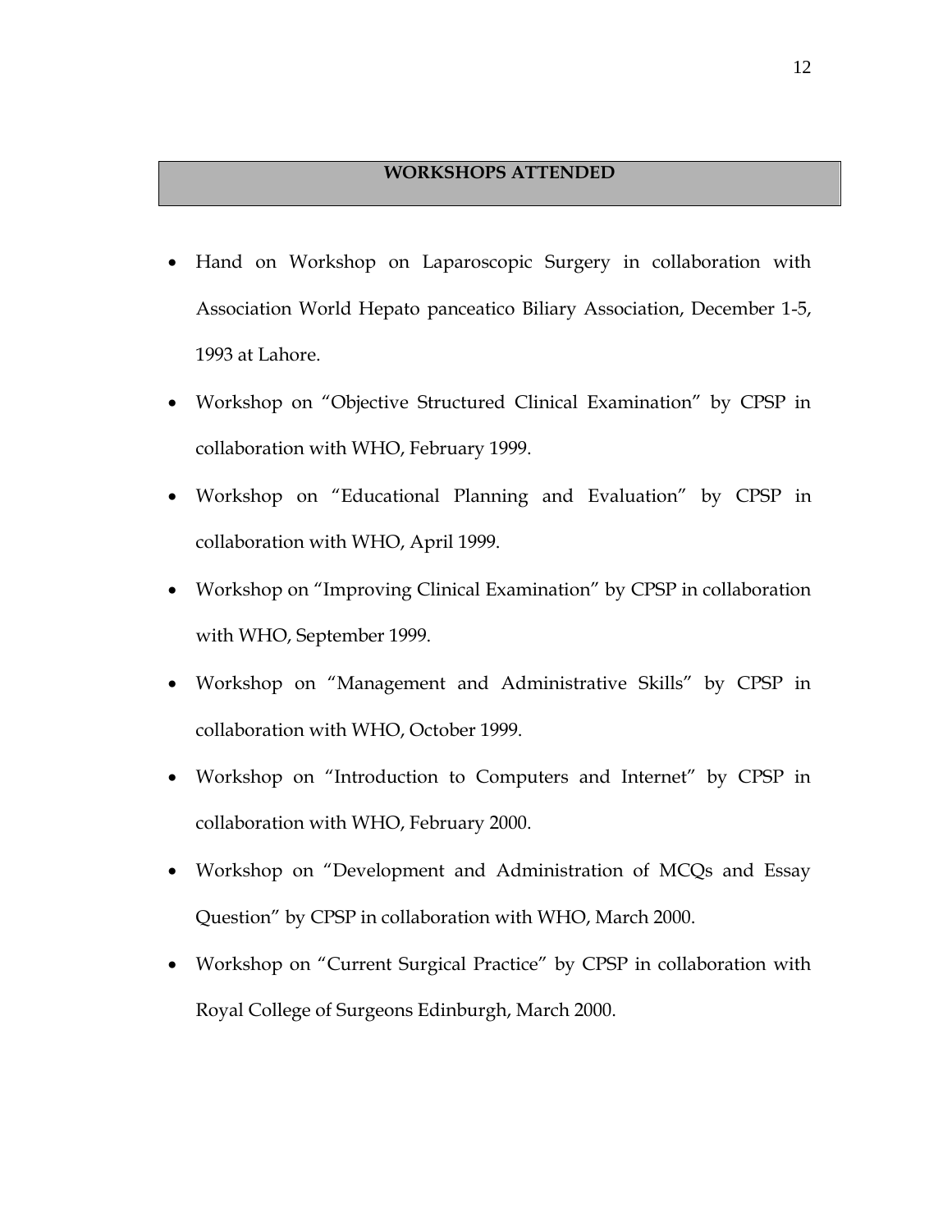## WORKSHOPS ATTENDED

- Hand on Workshop on Laparoscopic Surgery in collaboration with Association World Hepato panceatico Biliary Association, December 1-5, 1993 at Lahore.
- Workshop on "Objective Structured Clinical Examination" by CPSP in collaboration with WHO, February 1999.
- Workshop on "Educational Planning and Evaluation" by CPSP in collaboration with WHO, April 1999.
- Workshop on "Improving Clinical Examination" by CPSP in collaboration with WHO, September 1999.
- Workshop on "Management and Administrative Skills" by CPSP in collaboration with WHO, October 1999.
- Workshop on "Introduction to Computers and Internet" by CPSP in collaboration with WHO, February 2000.
- Workshop on "Development and Administration of MCQs and Essay Question" by CPSP in collaboration with WHO, March 2000.
- Workshop on "Current Surgical Practice" by CPSP in collaboration with Royal College of Surgeons Edinburgh, March 2000.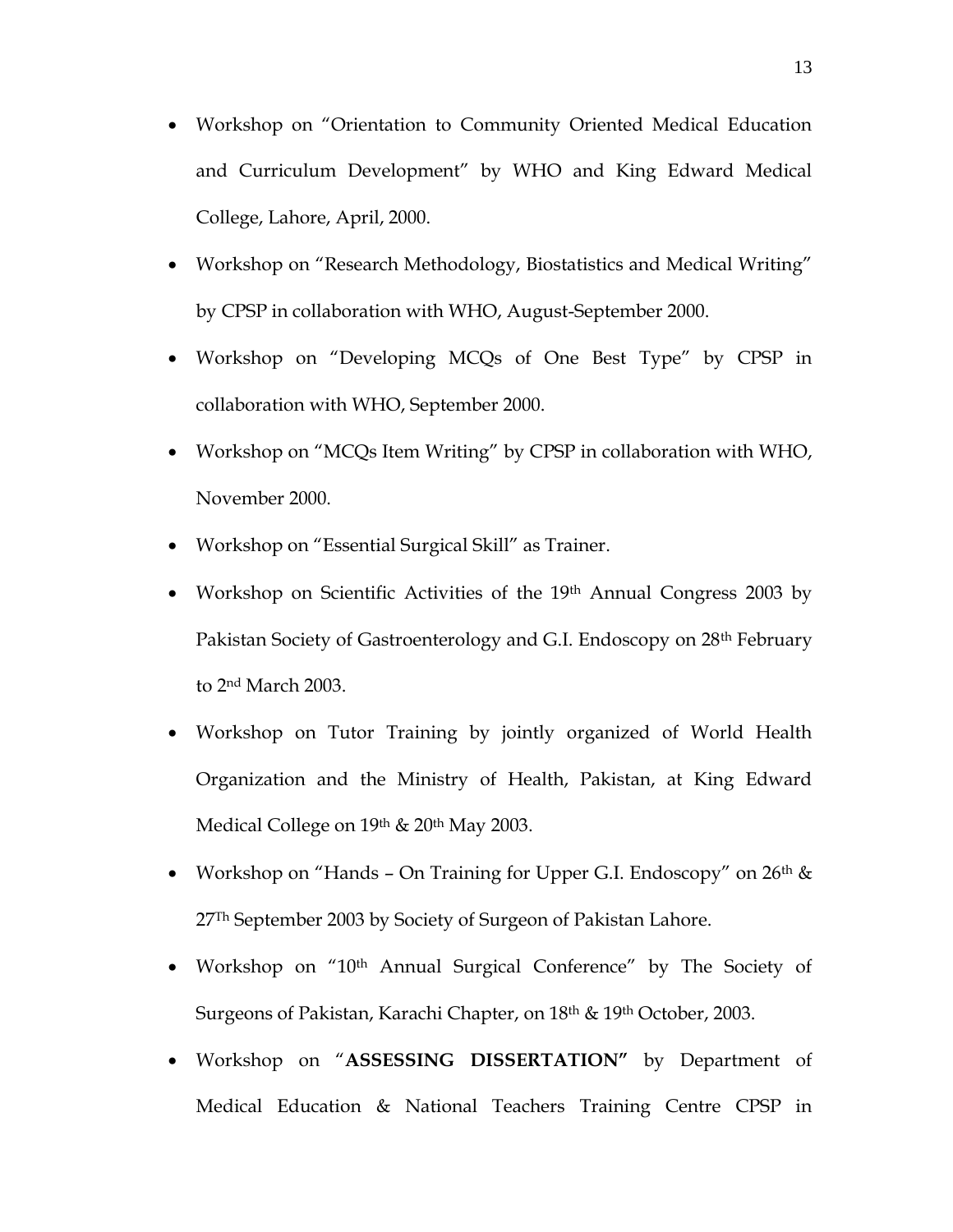- Workshop on "Orientation to Community Oriented Medical Education and Curriculum Development" by WHO and King Edward Medical College, Lahore, April, 2000.
- Workshop on "Research Methodology, Biostatistics and Medical Writing" by CPSP in collaboration with WHO, August-September 2000.
- Workshop on "Developing MCQs of One Best Type" by CPSP in collaboration with WHO, September 2000.
- Workshop on "MCQs Item Writing" by CPSP in collaboration with WHO, November 2000.
- Workshop on "Essential Surgical Skill" as Trainer.
- Workshop on Scientific Activities of the 19th Annual Congress 2003 by Pakistan Society of Gastroenterology and G.I. Endoscopy on 28th February to 2nd March 2003.
- Workshop on Tutor Training by jointly organized of World Health Organization and the Ministry of Health, Pakistan, at King Edward Medical College on 19th & 20th May 2003.
- Workshop on "Hands – On Training for Upper G.I. Endoscopy" on 26th & 27Th September 2003 by Society of Surgeon of Pakistan Lahore.
- Workshop on "10th Annual Surgical Conference" by The Society of Surgeons of Pakistan, Karachi Chapter, on 18th & 19th October, 2003.
- Workshop on "**ASSESSING DISSERTATION"** by Department of Medical Education & National Teachers Training Centre CPSP in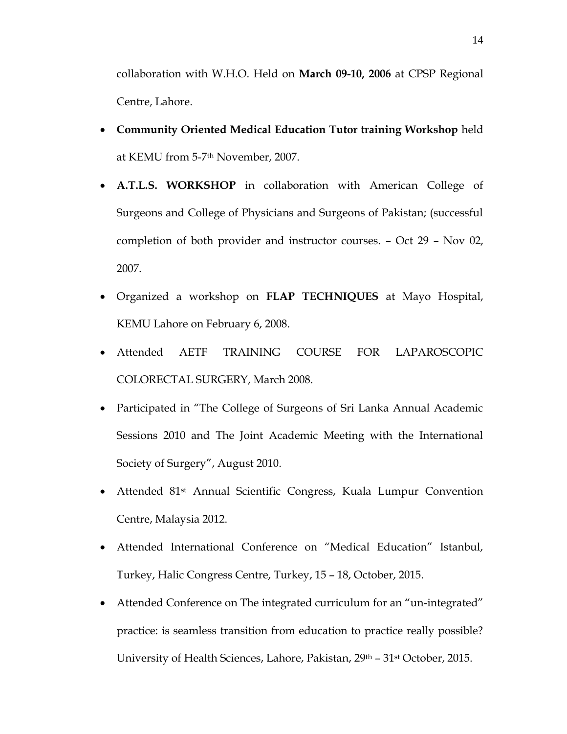collaboration with W.H.O. Held on **March 09-10, 2006** at CPSP Regional Centre, Lahore.

- **Community Oriented Medical Education Tutor training Workshop** held at KEMU from 5-7th November, 2007.
- **A.T.L.S. WORKSHOP** in collaboration with American College of Surgeons and College of Physicians and Surgeons of Pakistan; (successful completion of both provider and instructor courses. – Oct 29 – Nov 02, 2007.
- Organized a workshop on **FLAP TECHNIQUES** at Mayo Hospital, KEMU Lahore on February 6, 2008.
- Attended AETF TRAINING COURSE FOR LAPAROSCOPIC COLORECTAL SURGERY, March 2008.
- Participated in "The College of Surgeons of Sri Lanka Annual Academic Sessions 2010 and The Joint Academic Meeting with the International Society of Surgery", August 2010.
- Attended 81st Annual Scientific Congress, Kuala Lumpur Convention Centre, Malaysia 2012.
- Attended International Conference on "Medical Education" Istanbul, Turkey, Halic Congress Centre, Turkey, 15 – 18, October, 2015.
- Attended Conference on The integrated curriculum for an "un-integrated" practice: is seamless transition from education to practice really possible? University of Health Sciences, Lahore, Pakistan, 29th – 31st October, 2015.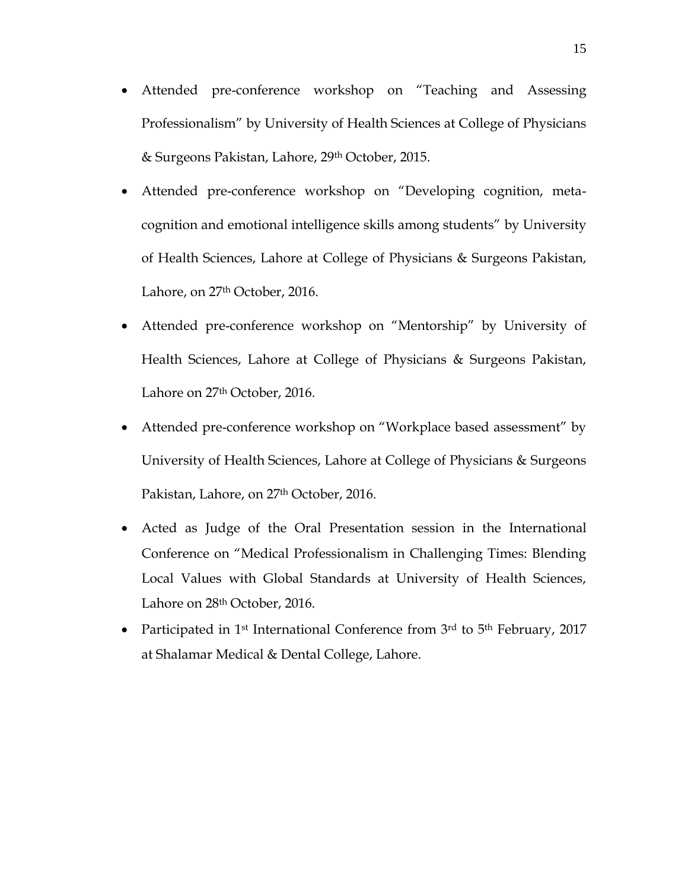- Attended pre-conference workshop on "Teaching and Assessing Professionalism" by University of Health Sciences at College of Physicians & Surgeons Pakistan, Lahore, 29th October, 2015.
- Attended pre-conference workshop on "Developing cognition, meta-cognition and emotional intelligence skills among students" by University of Health Sciences, Lahore at College of Physicians & Surgeons Pakistan, Lahore, on 27th October, 2016.
- Attended pre-conference workshop on "Mentorship" by University of Health Sciences, Lahore at College of Physicians & Surgeons Pakistan, Lahore on 27th October, 2016.
- Attended pre-conference workshop on "Workplace based assessment" by University of Health Sciences, Lahore at College of Physicians & Surgeons Pakistan, Lahore, on 27th October, 2016.
- Acted as Judge of the Oral Presentation session in the International Conference on "Medical Professionalism in Challenging Times: Blending Local Values with Global Standards at University of Health Sciences, Lahore on 28th October, 2016.
- Participated in 1st International Conference from 3rd to 5th February, 2017 at Shalamar Medical & Dental College, Lahore.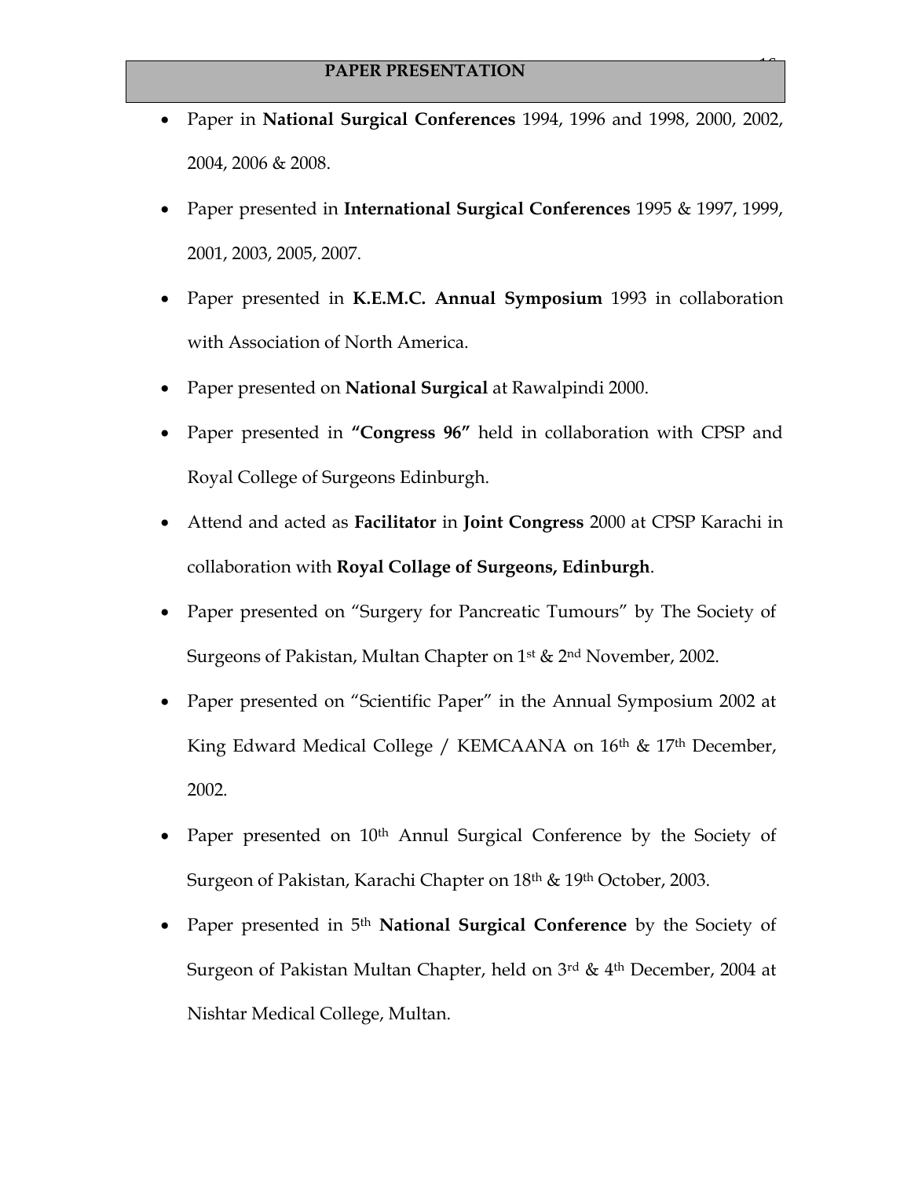## PAPER PRESENTATION

- Paper in **National Surgical Conferences** 1994, 1996 and 1998, 2000, 2002, 2004, 2006 & 2008.
- Paper presented in **International Surgical Conferences** 1995 & 1997, 1999, 2001, 2003, 2005, 2007.
- Paper presented in **K.E.M.C. Annual Symposium** 1993 in collaboration with Association of North America.
- Paper presented on **National Surgical** at Rawalpindi 2000.
- Paper presented in **"Congress 96"** held in collaboration with CPSP and Royal College of Surgeons Edinburgh.
- Attend and acted as **Facilitator** in **Joint Congress** 2000 at CPSP Karachi in collaboration with **Royal Collage of Surgeons, Edinburgh**.
- Paper presented on "Surgery for Pancreatic Tumours" by The Society of Surgeons of Pakistan, Multan Chapter on 1st & 2nd November, 2002.
- Paper presented on "Scientific Paper" in the Annual Symposium 2002 at King Edward Medical College / KEMCAANA on 16th & 17th December, 2002.
- Paper presented on 10th Annul Surgical Conference by the Society of Surgeon of Pakistan, Karachi Chapter on 18th & 19th October, 2003.
- Paper presented in 5th **National Surgical Conference** by the Society of Surgeon of Pakistan Multan Chapter, held on 3rd & 4th December, 2004 at Nishtar Medical College, Multan.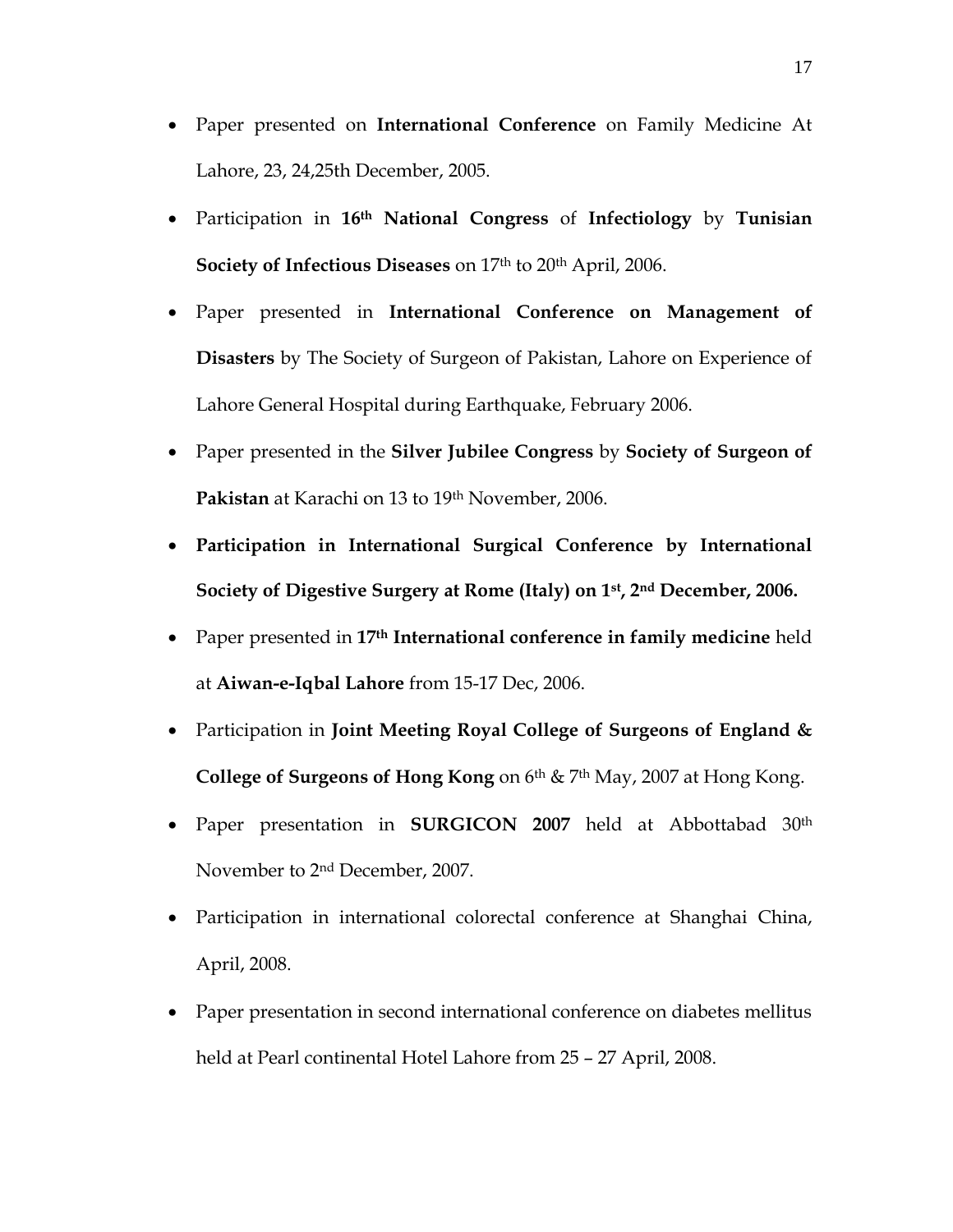- Paper presented on **International Conference** on Family Medicine At Lahore, 23, 24,25th December, 2005.
- Participation in **16th National Congress** of **Infectiology** by **Tunisian Society of Infectious Diseases** on 17th to 20th April, 2006.
- Paper presented in **International Conference on Management of Disasters** by The Society of Surgeon of Pakistan, Lahore on Experience of Lahore General Hospital during Earthquake, February 2006.
- Paper presented in the **Silver Jubilee Congress** by **Society of Surgeon of Pakistan** at Karachi on 13 to 19th November, 2006.
- **Participation in International Surgical Conference by International Society of Digestive Surgery at Rome (Italy) on 1st, 2nd December, 2006.**
- Paper presented in **17th International conference in family medicine** held at **Aiwan-e-Iqbal Lahore** from 15-17 Dec, 2006.
- Participation in **Joint Meeting Royal College of Surgeons of England & College of Surgeons of Hong Kong** on 6th & 7th May, 2007 at Hong Kong.
- Paper presentation in **SURGICON 2007** held at Abbottabad 30th November to 2nd December, 2007.
- Participation in international colorectal conference at Shanghai China, April, 2008.
- Paper presentation in second international conference on diabetes mellitus held at Pearl continental Hotel Lahore from 25 – 27 April, 2008.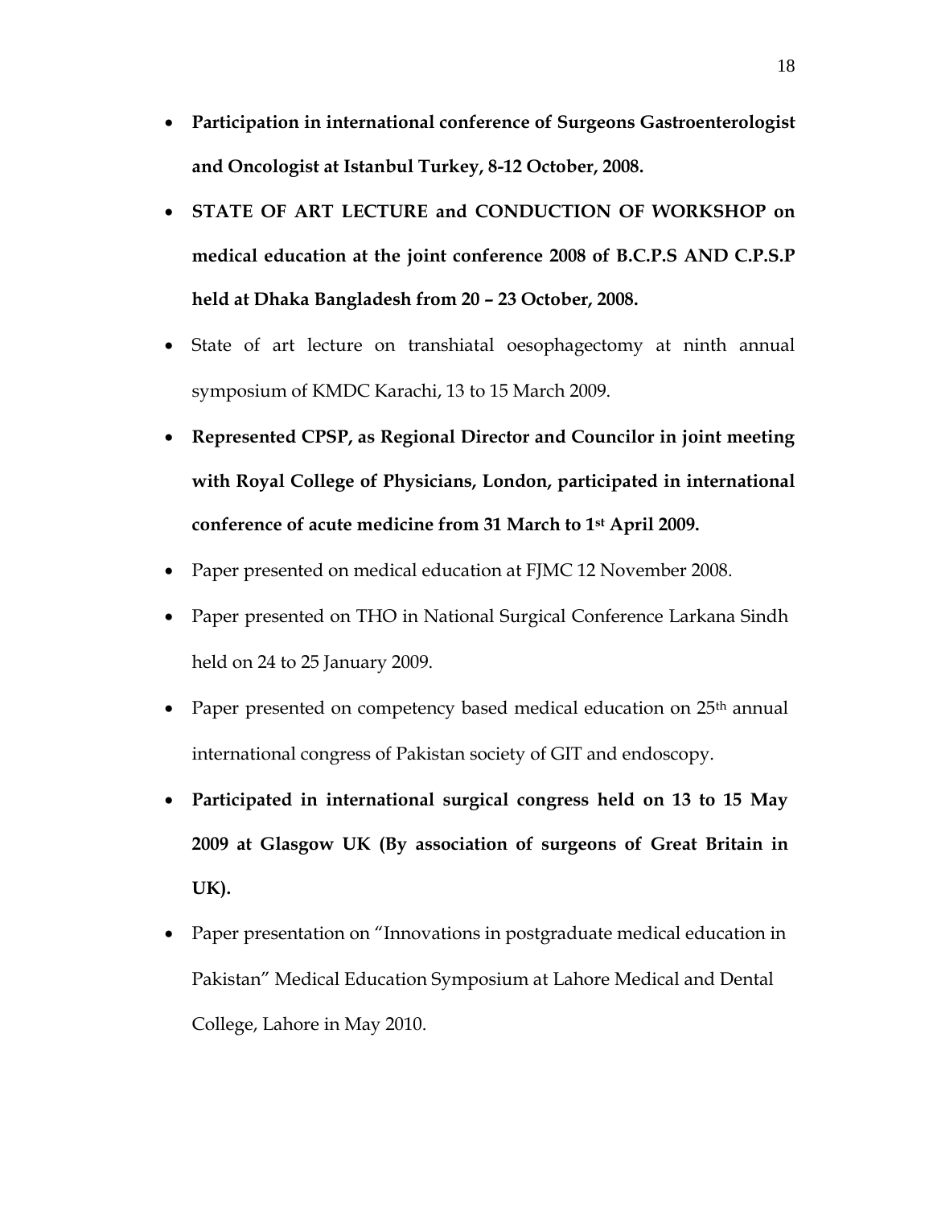- **Participation in international conference of Surgeons Gastroenterologist and Oncologist at Istanbul Turkey, 8-12 October, 2008.**
- **STATE OF ART LECTURE and CONDUCTION OF WORKSHOP on medical education at the joint conference 2008 of B.C.P.S AND C.P.S.P held at Dhaka Bangladesh from 20 – 23 October, 2008.**
- State of art lecture on transhiatal oesophagectomy at ninth annual symposium of KMDC Karachi, 13 to 15 March 2009.
- **Represented CPSP, as Regional Director and Councilor in joint meeting with Royal College of Physicians, London, participated in international conference of acute medicine from 31 March to 1st April 2009.**
- Paper presented on medical education at FJMC 12 November 2008.
- Paper presented on THO in National Surgical Conference Larkana Sindh held on 24 to 25 January 2009.
- Paper presented on competency based medical education on 25th annual international congress of Pakistan society of GIT and endoscopy.
- **Participated in international surgical congress held on 13 to 15 May 2009 at Glasgow UK (By association of surgeons of Great Britain in UK).**
- Paper presentation on "Innovations in postgraduate medical education in Pakistan" Medical Education Symposium at Lahore Medical and Dental College, Lahore in May 2010.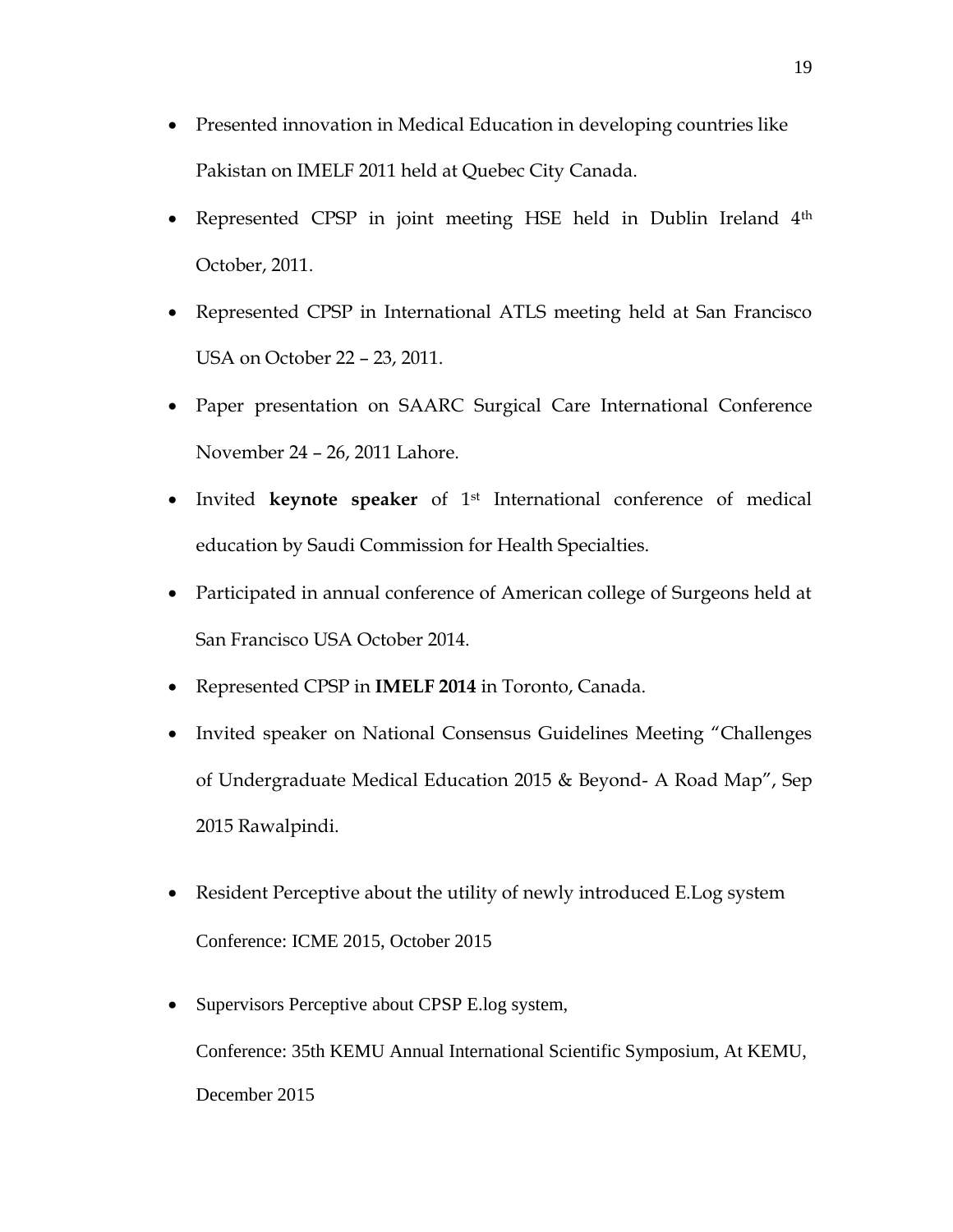- Presented innovation in Medical Education in developing countries like Pakistan on IMELF 2011 held at Quebec City Canada.
- Represented CPSP in joint meeting HSE held in Dublin Ireland 4th October, 2011.
- Represented CPSP in International ATLS meeting held at San Francisco USA on October 22 – 23, 2011.
- Paper presentation on SAARC Surgical Care International Conference November 24 – 26, 2011 Lahore.
- Invited **keynote speaker** of 1st International conference of medical education by Saudi Commission for Health Specialties.
- Participated in annual conference of American college of Surgeons held at San Francisco USA October 2014.
- Represented CPSP in **IMELF 2014** in Toronto, Canada.
- Invited speaker on National Consensus Guidelines Meeting "Challenges of Undergraduate Medical Education 2015 & Beyond- A Road Map", Sep 2015 Rawalpindi.
- Resident Perceptive about the utility of newly introduced E.Log system
  Conference: ICME 2015, October 2015
- Supervisors Perceptive about CPSP E.log system,
  Conference: 35th KEMU Annual International Scientific Symposium, At KEMU, December 2015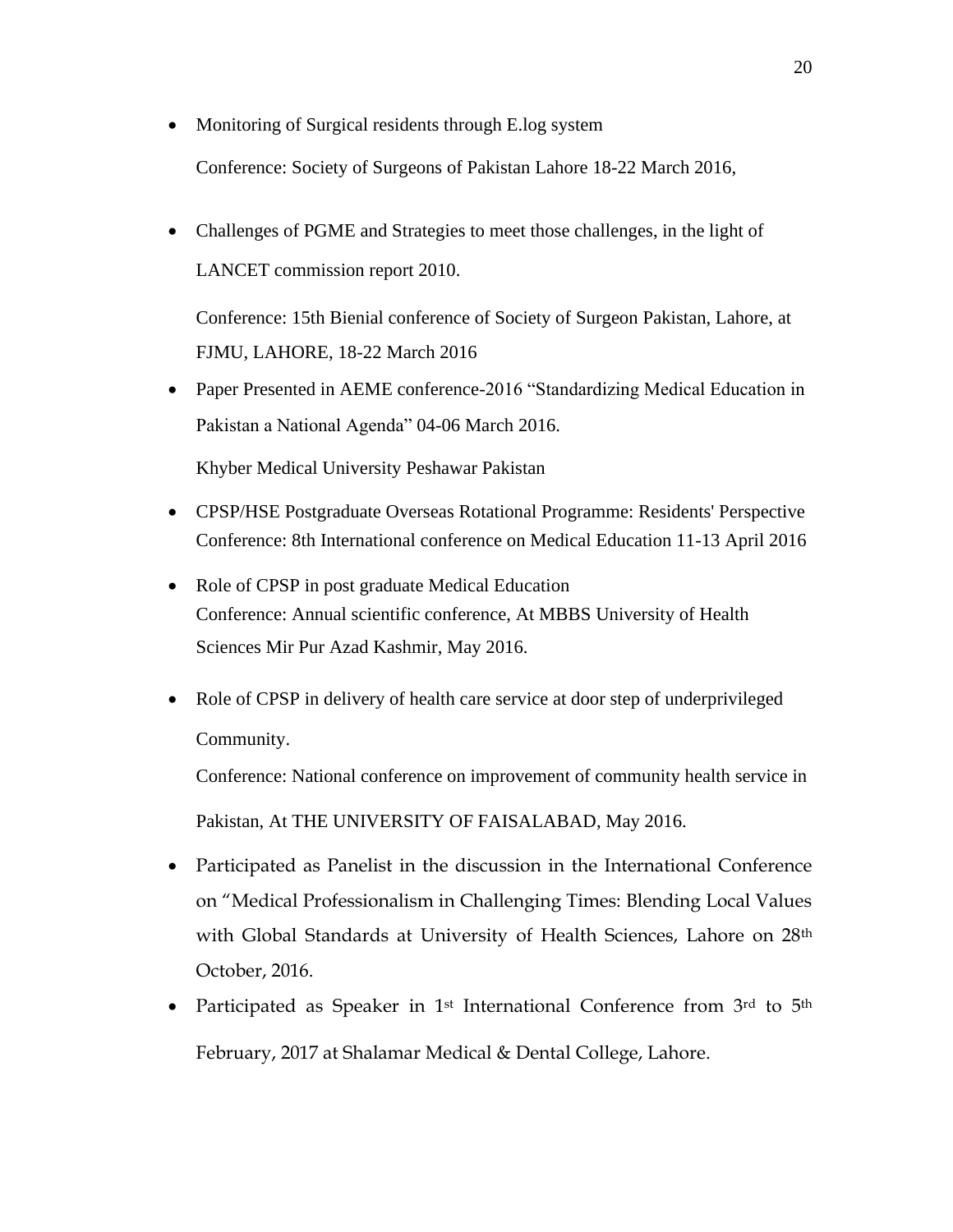- Monitoring of Surgical residents through E.log system

  Conference: Society of Surgeons of Pakistan Lahore 18-22 March 2016,

- Challenges of PGME and Strategies to meet those challenges, in the light of LANCET commission report 2010.

  Conference: 15th Bienial conference of Society of Surgeon Pakistan, Lahore, at FJMU, LAHORE, 18-22 March 2016

- Paper Presented in AEME conference-2016 "Standardizing Medical Education in Pakistan a National Agenda" 04-06 March 2016.

  Khyber Medical University Peshawar Pakistan

- CPSP/HSE Postgraduate Overseas Rotational Programme: Residents' Perspective
  Conference: 8th International conference on Medical Education 11-13 April 2016

- Role of CPSP in post graduate Medical Education
  Conference: Annual scientific conference, At MBBS University of Health Sciences Mir Pur Azad Kashmir, May 2016.

- Role of CPSP in delivery of health care service at door step of underprivileged Community.

  Conference: National conference on improvement of community health service in Pakistan, At THE UNIVERSITY OF FAISALABAD, May 2016.

- Participated as Panelist in the discussion in the International Conference on "Medical Professionalism in Challenging Times: Blending Local Values with Global Standards at University of Health Sciences, Lahore on 28th October, 2016.

- Participated as Speaker in 1st International Conference from 3rd to 5th February, 2017 at Shalamar Medical & Dental College, Lahore.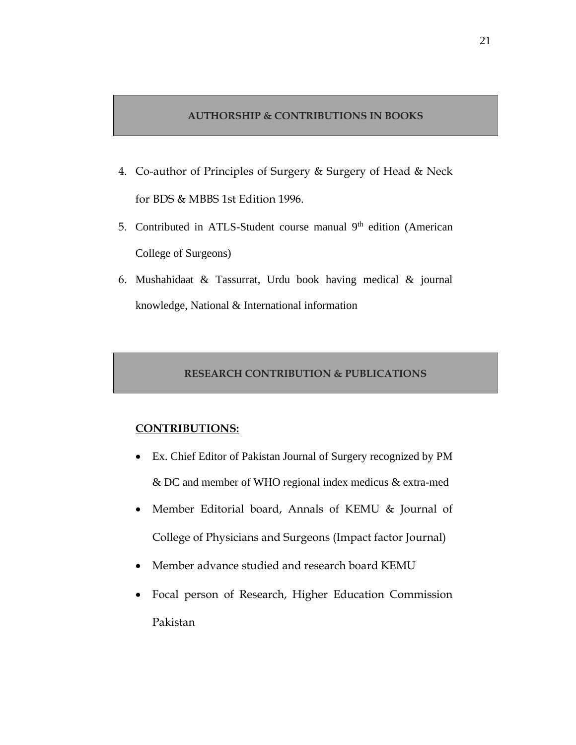## AUTHORSHIP & CONTRIBUTIONS IN BOOKS

4. Co-author of Principles of Surgery & Surgery of Head & Neck for BDS & MBBS 1st Edition 1996.
5. Contributed in ATLS-Student course manual 9th edition (American College of Surgeons)
6. Mushahidaat & Tassurrat, Urdu book having medical & journal knowledge, National & International information

## RESEARCH CONTRIBUTION & PUBLICATIONS

**CONTRIBUTIONS:**

- Ex. Chief Editor of Pakistan Journal of Surgery recognized by PM & DC and member of WHO regional index medicus & extra-med
- Member Editorial board, Annals of KEMU & Journal of College of Physicians and Surgeons (Impact factor Journal)
- Member advance studied and research board KEMU
- Focal person of Research, Higher Education Commission Pakistan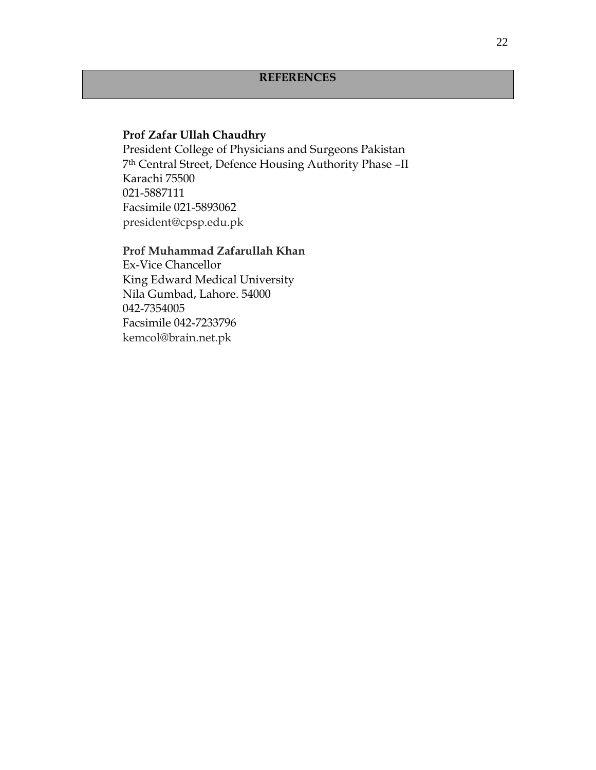## REFERENCES

**Prof Zafar Ullah Chaudhry**
President College of Physicians and Surgeons Pakistan
7th Central Street, Defence Housing Authority Phase –II
Karachi 75500
021-5887111
Facsimile 021-5893062
president@cpsp.edu.pk

**Prof Muhammad Zafarullah Khan**
Ex-Vice Chancellor
King Edward Medical University
Nila Gumbad, Lahore. 54000
042-7354005
Facsimile 042-7233796
kemcol@brain.net.pk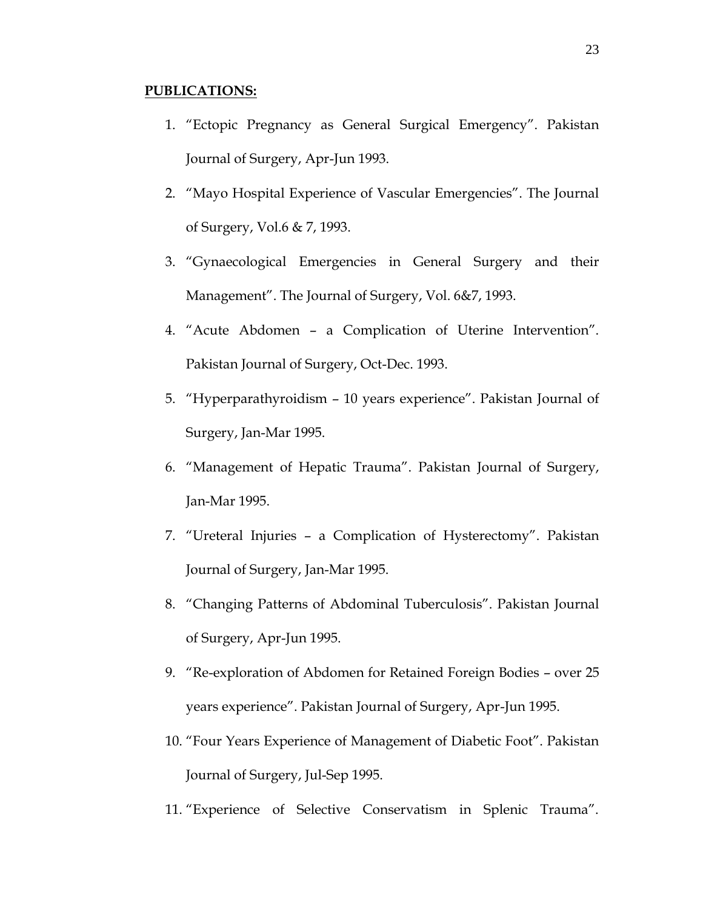**PUBLICATIONS:**

1. "Ectopic Pregnancy as General Surgical Emergency". Pakistan Journal of Surgery, Apr-Jun 1993.
2. "Mayo Hospital Experience of Vascular Emergencies". The Journal of Surgery, Vol.6 & 7, 1993.
3. "Gynaecological Emergencies in General Surgery and their Management". The Journal of Surgery, Vol. 6&7, 1993.
4. "Acute Abdomen – a Complication of Uterine Intervention". Pakistan Journal of Surgery, Oct-Dec. 1993.
5. "Hyperparathyroidism – 10 years experience". Pakistan Journal of Surgery, Jan-Mar 1995.
6. "Management of Hepatic Trauma". Pakistan Journal of Surgery, Jan-Mar 1995.
7. "Ureteral Injuries – a Complication of Hysterectomy". Pakistan Journal of Surgery, Jan-Mar 1995.
8. "Changing Patterns of Abdominal Tuberculosis". Pakistan Journal of Surgery, Apr-Jun 1995.
9. "Re-exploration of Abdomen for Retained Foreign Bodies – over 25 years experience". Pakistan Journal of Surgery, Apr-Jun 1995.
10. "Four Years Experience of Management of Diabetic Foot". Pakistan Journal of Surgery, Jul-Sep 1995.
11. "Experience of Selective Conservatism in Splenic Trauma".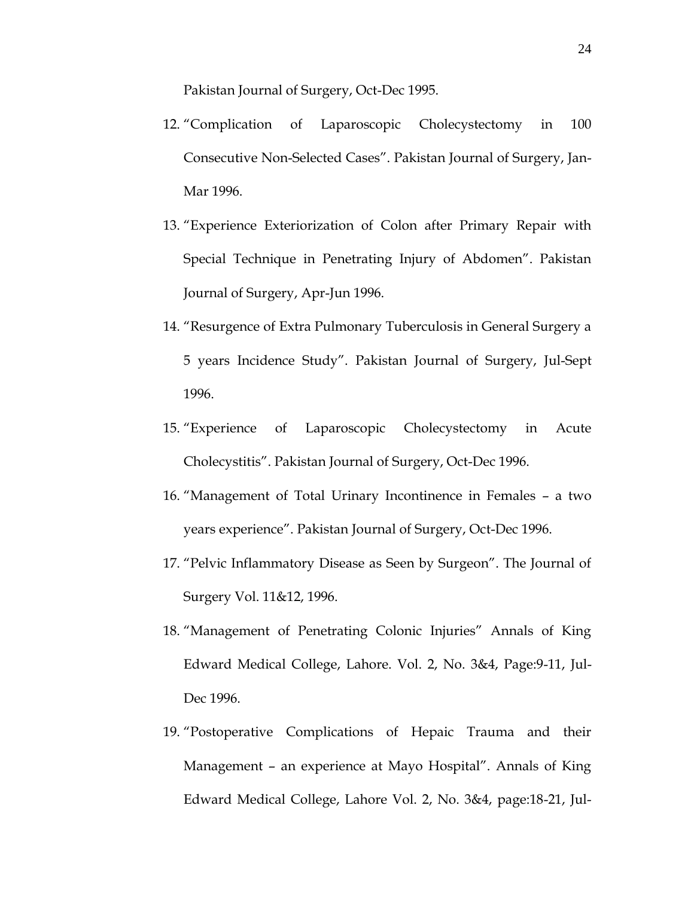Pakistan Journal of Surgery, Oct-Dec 1995.

12. "Complication of Laparoscopic Cholecystectomy in 100 Consecutive Non-Selected Cases". Pakistan Journal of Surgery, Jan-Mar 1996.
13. "Experience Exteriorization of Colon after Primary Repair with Special Technique in Penetrating Injury of Abdomen". Pakistan Journal of Surgery, Apr-Jun 1996.
14. "Resurgence of Extra Pulmonary Tuberculosis in General Surgery a 5 years Incidence Study". Pakistan Journal of Surgery, Jul-Sept 1996.
15. "Experience of Laparoscopic Cholecystectomy in Acute Cholecystitis". Pakistan Journal of Surgery, Oct-Dec 1996.
16. "Management of Total Urinary Incontinence in Females – a two years experience". Pakistan Journal of Surgery, Oct-Dec 1996.
17. "Pelvic Inflammatory Disease as Seen by Surgeon". The Journal of Surgery Vol. 11&12, 1996.
18. "Management of Penetrating Colonic Injuries" Annals of King Edward Medical College, Lahore. Vol. 2, No. 3&4, Page:9-11, Jul-Dec 1996.
19. "Postoperative Complications of Hepaic Trauma and their Management – an experience at Mayo Hospital". Annals of King Edward Medical College, Lahore Vol. 2, No. 3&4, page:18-21, Jul-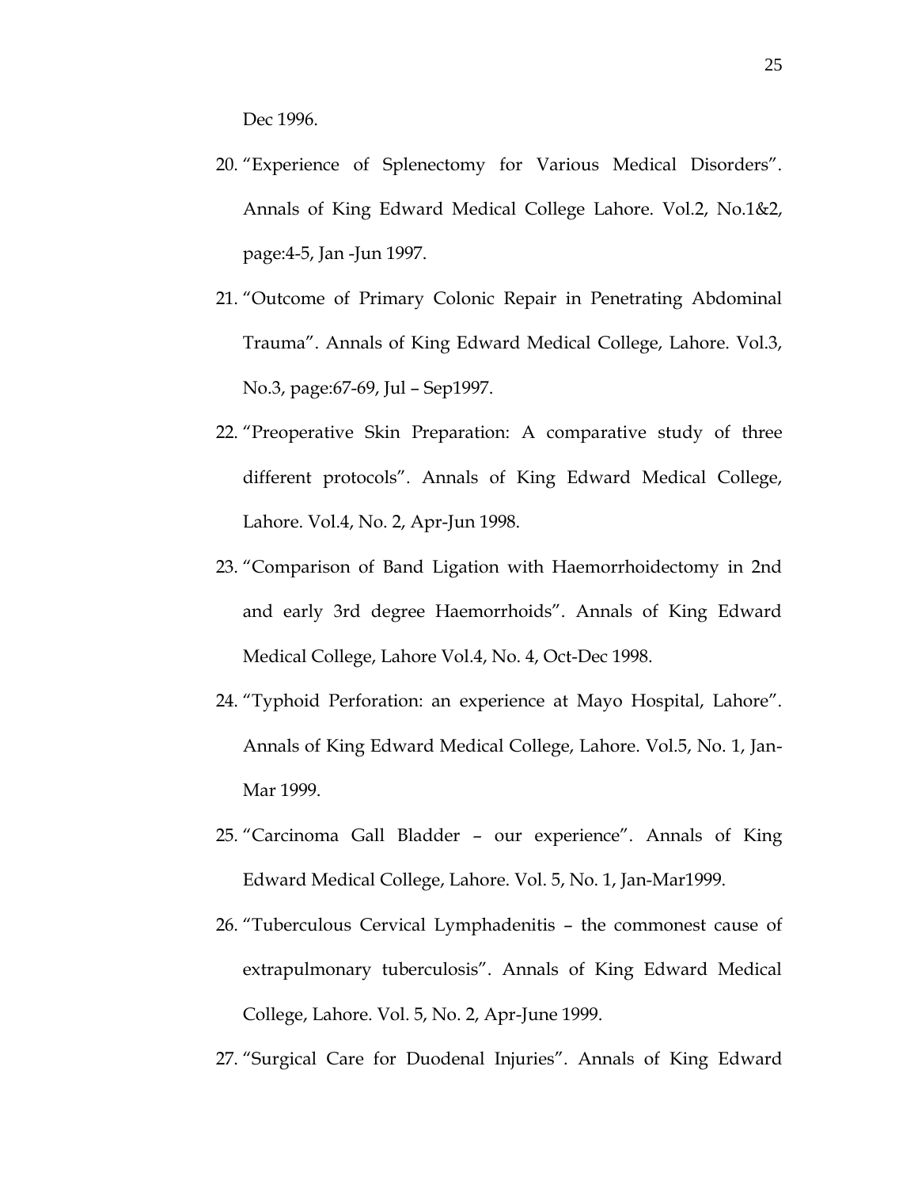Dec 1996.

20. "Experience of Splenectomy for Various Medical Disorders". Annals of King Edward Medical College Lahore. Vol.2, No.1&2, page:4-5, Jan -Jun 1997.
21. "Outcome of Primary Colonic Repair in Penetrating Abdominal Trauma". Annals of King Edward Medical College, Lahore. Vol.3, No.3, page:67-69, Jul – Sep1997.
22. "Preoperative Skin Preparation: A comparative study of three different protocols". Annals of King Edward Medical College, Lahore. Vol.4, No. 2, Apr-Jun 1998.
23. "Comparison of Band Ligation with Haemorrhoidectomy in 2nd and early 3rd degree Haemorrhoids". Annals of King Edward Medical College, Lahore Vol.4, No. 4, Oct-Dec 1998.
24. "Typhoid Perforation: an experience at Mayo Hospital, Lahore". Annals of King Edward Medical College, Lahore. Vol.5, No. 1, Jan-Mar 1999.
25. "Carcinoma Gall Bladder – our experience". Annals of King Edward Medical College, Lahore. Vol. 5, No. 1, Jan-Mar1999.
26. "Tuberculous Cervical Lymphadenitis – the commonest cause of extrapulmonary tuberculosis". Annals of King Edward Medical College, Lahore. Vol. 5, No. 2, Apr-June 1999.
27. "Surgical Care for Duodenal Injuries". Annals of King Edward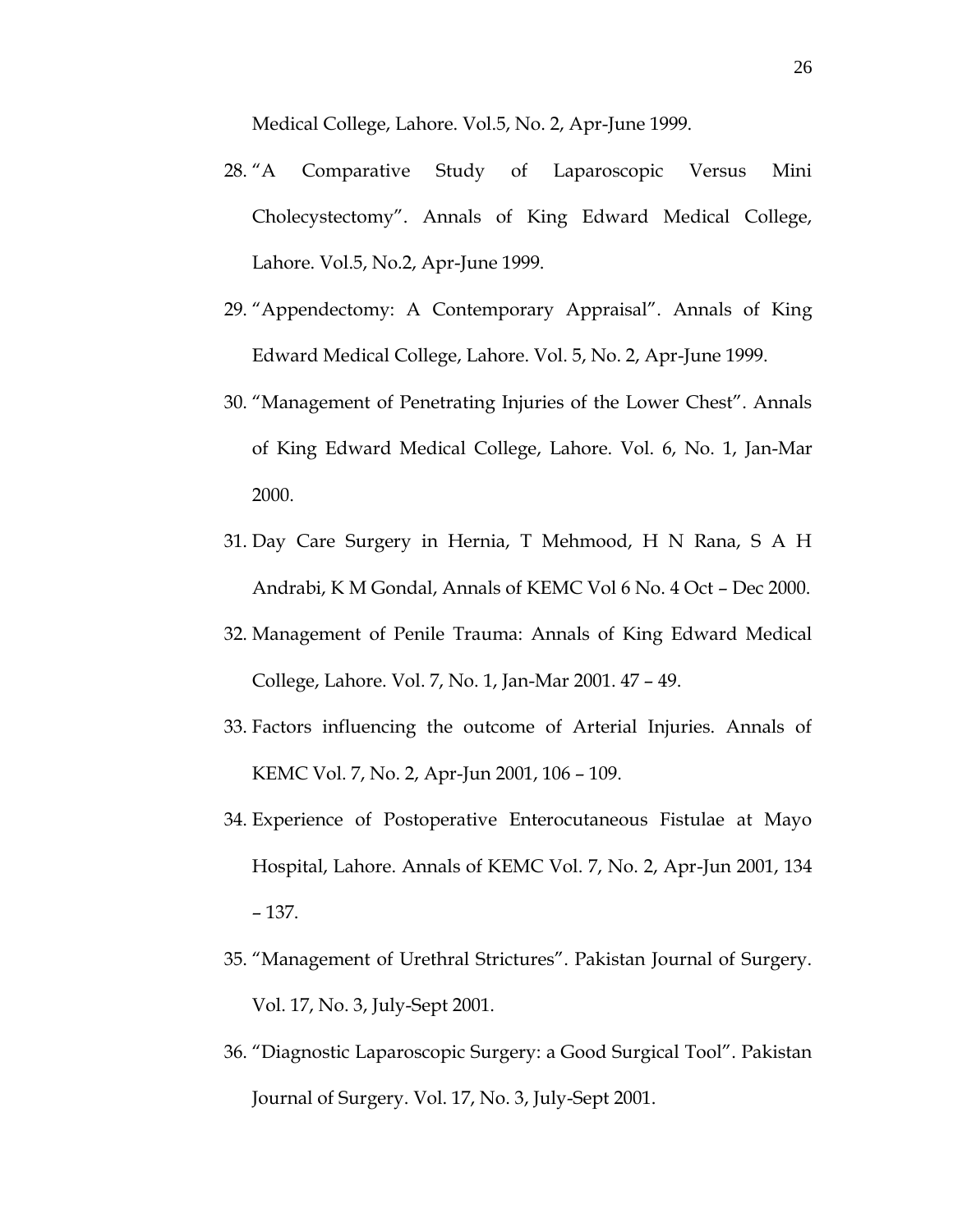Medical College, Lahore. Vol.5, No. 2, Apr-June 1999.

28. "A Comparative Study of Laparoscopic Versus Mini Cholecystectomy". Annals of King Edward Medical College, Lahore. Vol.5, No.2, Apr-June 1999.
29. "Appendectomy: A Contemporary Appraisal". Annals of King Edward Medical College, Lahore. Vol. 5, No. 2, Apr-June 1999.
30. "Management of Penetrating Injuries of the Lower Chest". Annals of King Edward Medical College, Lahore. Vol. 6, No. 1, Jan-Mar 2000.
31. Day Care Surgery in Hernia, T Mehmood, H N Rana, S A H Andrabi, K M Gondal, Annals of KEMC Vol 6 No. 4 Oct – Dec 2000.
32. Management of Penile Trauma: Annals of King Edward Medical College, Lahore. Vol. 7, No. 1, Jan-Mar 2001. 47 – 49.
33. Factors influencing the outcome of Arterial Injuries. Annals of KEMC Vol. 7, No. 2, Apr-Jun 2001, 106 – 109.
34. Experience of Postoperative Enterocutaneous Fistulae at Mayo Hospital, Lahore. Annals of KEMC Vol. 7, No. 2, Apr-Jun 2001, 134 – 137.
35. "Management of Urethral Strictures". Pakistan Journal of Surgery. Vol. 17, No. 3, July-Sept 2001.
36. "Diagnostic Laparoscopic Surgery: a Good Surgical Tool". Pakistan Journal of Surgery. Vol. 17, No. 3, July-Sept 2001.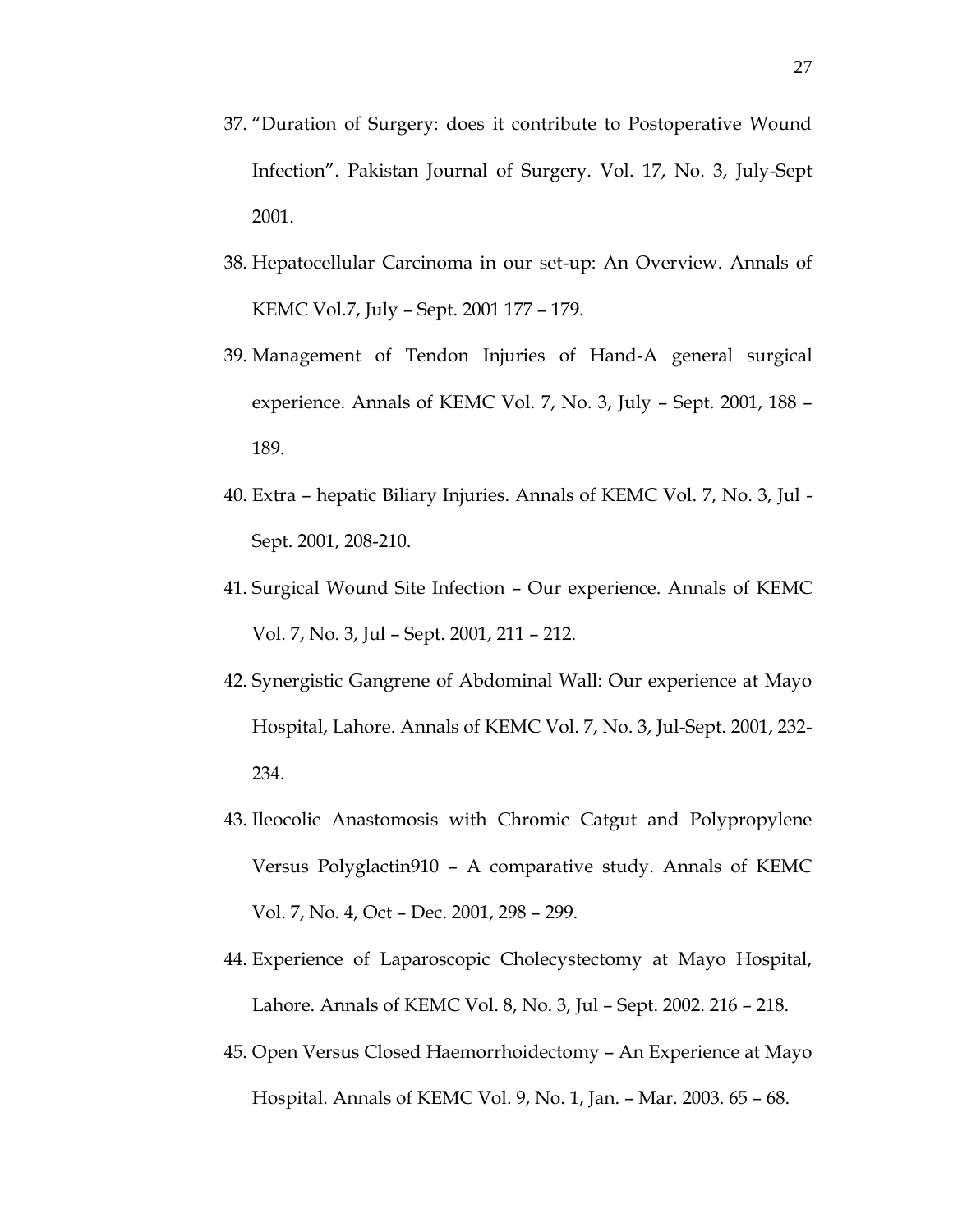37. "Duration of Surgery: does it contribute to Postoperative Wound Infection". Pakistan Journal of Surgery. Vol. 17, No. 3, July-Sept 2001.
38. Hepatocellular Carcinoma in our set-up: An Overview. Annals of KEMC Vol.7, July – Sept. 2001 177 – 179.
39. Management of Tendon Injuries of Hand-A general surgical experience. Annals of KEMC Vol. 7, No. 3, July – Sept. 2001, 188 – 189.
40. Extra – hepatic Biliary Injuries. Annals of KEMC Vol. 7, No. 3, Jul - Sept. 2001, 208-210.
41. Surgical Wound Site Infection – Our experience. Annals of KEMC Vol. 7, No. 3, Jul – Sept. 2001, 211 – 212.
42. Synergistic Gangrene of Abdominal Wall: Our experience at Mayo Hospital, Lahore. Annals of KEMC Vol. 7, No. 3, Jul-Sept. 2001, 232-234.
43. Ileocolic Anastomosis with Chromic Catgut and Polypropylene Versus Polyglactin910 – A comparative study. Annals of KEMC Vol. 7, No. 4, Oct – Dec. 2001, 298 – 299.
44. Experience of Laparoscopic Cholecystectomy at Mayo Hospital, Lahore. Annals of KEMC Vol. 8, No. 3, Jul – Sept. 2002. 216 – 218.
45. Open Versus Closed Haemorrhoidectomy – An Experience at Mayo Hospital. Annals of KEMC Vol. 9, No. 1, Jan. – Mar. 2003. 65 – 68.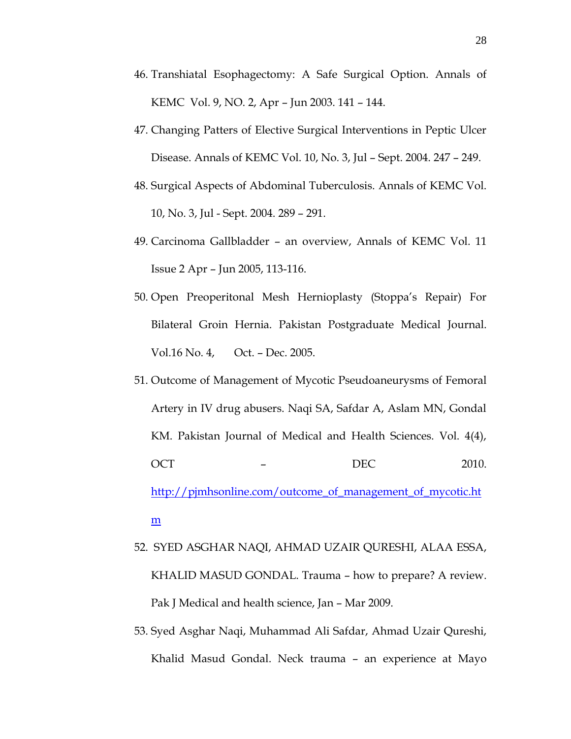46. Transhiatal Esophagectomy: A Safe Surgical Option. Annals of KEMC Vol. 9, NO. 2, Apr – Jun 2003. 141 – 144.
47. Changing Patters of Elective Surgical Interventions in Peptic Ulcer Disease. Annals of KEMC Vol. 10, No. 3, Jul – Sept. 2004. 247 – 249.
48. Surgical Aspects of Abdominal Tuberculosis. Annals of KEMC Vol. 10, No. 3, Jul - Sept. 2004. 289 – 291.
49. Carcinoma Gallbladder – an overview, Annals of KEMC Vol. 11 Issue 2 Apr – Jun 2005, 113-116.
50. Open Preoperitonal Mesh Hernioplasty (Stoppa's Repair) For Bilateral Groin Hernia. Pakistan Postgraduate Medical Journal. Vol.16 No. 4, Oct. – Dec. 2005.
51. Outcome of Management of Mycotic Pseudoaneurysms of Femoral Artery in IV drug abusers. Naqi SA, Safdar A, Aslam MN, Gondal KM. Pakistan Journal of Medical and Health Sciences. Vol. 4(4), OCT – DEC 2010. http://pjmhsonline.com/outcome_of_management_of_mycotic.htm
52. SYED ASGHAR NAQI, AHMAD UZAIR QURESHI, ALAA ESSA, KHALID MASUD GONDAL. Trauma – how to prepare? A review. Pak J Medical and health science, Jan – Mar 2009.
53. Syed Asghar Naqi, Muhammad Ali Safdar, Ahmad Uzair Qureshi, Khalid Masud Gondal. Neck trauma – an experience at Mayo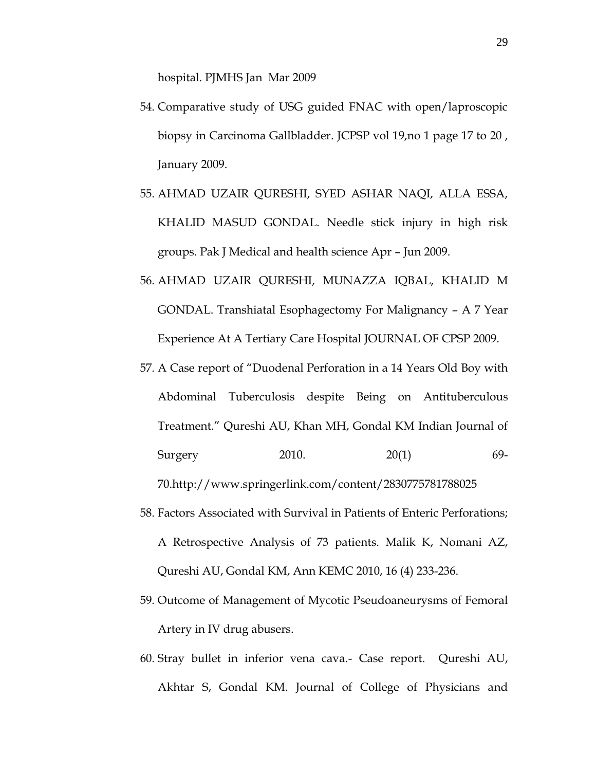hospital. PJMHS Jan Mar 2009

54. Comparative study of USG guided FNAC with open/laproscopic biopsy in Carcinoma Gallbladder. JCPSP vol 19,no 1 page 17 to 20 , January 2009.
55. AHMAD UZAIR QURESHI, SYED ASHAR NAQI, ALLA ESSA, KHALID MASUD GONDAL. Needle stick injury in high risk groups. Pak J Medical and health science Apr – Jun 2009.
56. AHMAD UZAIR QURESHI, MUNAZZA IQBAL, KHALID M GONDAL. Transhiatal Esophagectomy For Malignancy – A 7 Year Experience At A Tertiary Care Hospital JOURNAL OF CPSP 2009.
57. A Case report of "Duodenal Perforation in a 14 Years Old Boy with Abdominal Tuberculosis despite Being on Antituberculous Treatment." Qureshi AU, Khan MH, Gondal KM Indian Journal of Surgery 2010. 20(1) 69-70.http://www.springerlink.com/content/2830775781788025
58. Factors Associated with Survival in Patients of Enteric Perforations; A Retrospective Analysis of 73 patients. Malik K, Nomani AZ, Qureshi AU, Gondal KM, Ann KEMC 2010, 16 (4) 233-236.
59. Outcome of Management of Mycotic Pseudoaneurysms of Femoral Artery in IV drug abusers.
60. Stray bullet in inferior vena cava.- Case report. Qureshi AU, Akhtar S, Gondal KM. Journal of College of Physicians and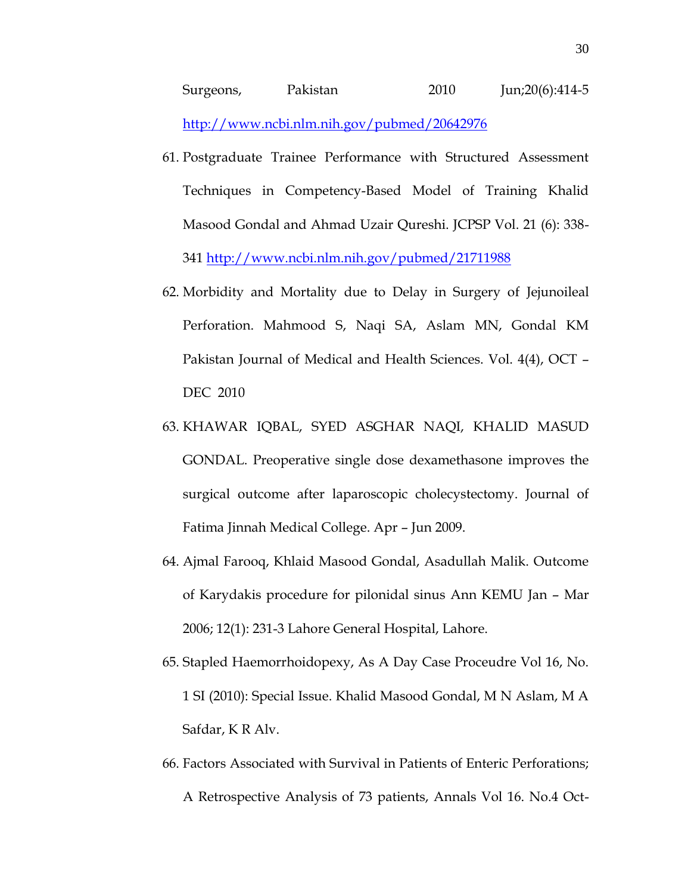Surgeons, Pakistan 2010 Jun;20(6):414-5 http://www.ncbi.nlm.nih.gov/pubmed/20642976

61. Postgraduate Trainee Performance with Structured Assessment Techniques in Competency-Based Model of Training Khalid Masood Gondal and Ahmad Uzair Qureshi. JCPSP Vol. 21 (6): 338-341 http://www.ncbi.nlm.nih.gov/pubmed/21711988

62. Morbidity and Mortality due to Delay in Surgery of Jejunoileal Perforation. Mahmood S, Naqi SA, Aslam MN, Gondal KM Pakistan Journal of Medical and Health Sciences. Vol. 4(4), OCT – DEC 2010

63. KHAWAR IQBAL, SYED ASGHAR NAQI, KHALID MASUD GONDAL. Preoperative single dose dexamethasone improves the surgical outcome after laparoscopic cholecystectomy. Journal of Fatima Jinnah Medical College. Apr – Jun 2009.

64. Ajmal Farooq, Khlaid Masood Gondal, Asadullah Malik. Outcome of Karydakis procedure for pilonidal sinus Ann KEMU Jan – Mar 2006; 12(1): 231-3 Lahore General Hospital, Lahore.

65. Stapled Haemorrhoidopexy, As A Day Case Proceudre Vol 16, No. 1 SI (2010): Special Issue. Khalid Masood Gondal, M N Aslam, M A Safdar, K R Alv.

66. Factors Associated with Survival in Patients of Enteric Perforations; A Retrospective Analysis of 73 patients, Annals Vol 16. No.4 Oct-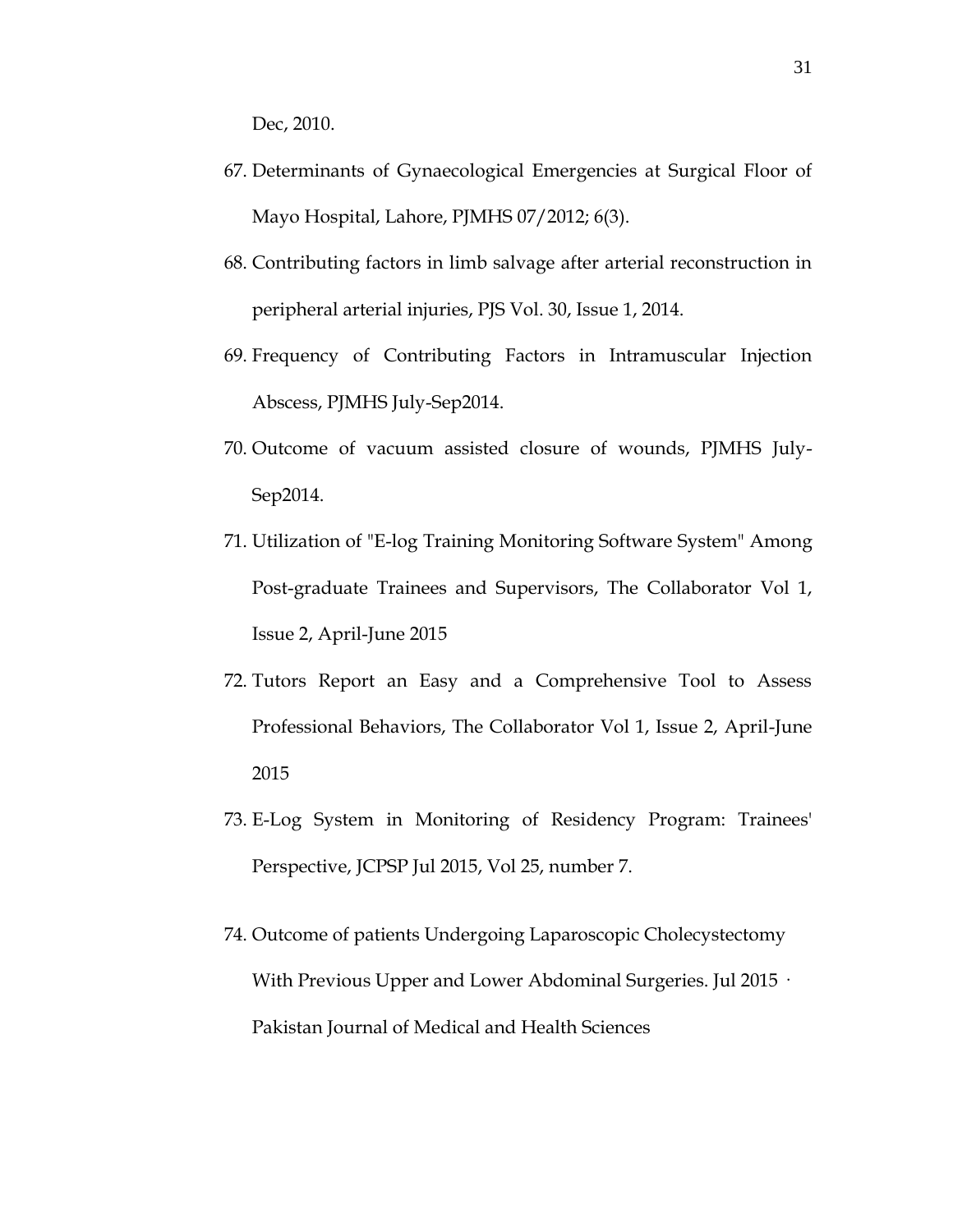Dec, 2010.

67. Determinants of Gynaecological Emergencies at Surgical Floor of Mayo Hospital, Lahore, PJMHS 07/2012; 6(3).
68. Contributing factors in limb salvage after arterial reconstruction in peripheral arterial injuries, PJS Vol. 30, Issue 1, 2014.
69. Frequency of Contributing Factors in Intramuscular Injection Abscess, PJMHS July-Sep2014.
70. Outcome of vacuum assisted closure of wounds, PJMHS July-Sep2014.
71. Utilization of "E-log Training Monitoring Software System" Among Post-graduate Trainees and Supervisors, The Collaborator Vol 1, Issue 2, April-June 2015
72. Tutors Report an Easy and a Comprehensive Tool to Assess Professional Behaviors, The Collaborator Vol 1, Issue 2, April-June 2015
73. E-Log System in Monitoring of Residency Program: Trainees' Perspective, JCPSP Jul 2015, Vol 25, number 7.
74. Outcome of patients Undergoing Laparoscopic Cholecystectomy With Previous Upper and Lower Abdominal Surgeries. Jul 2015 · Pakistan Journal of Medical and Health Sciences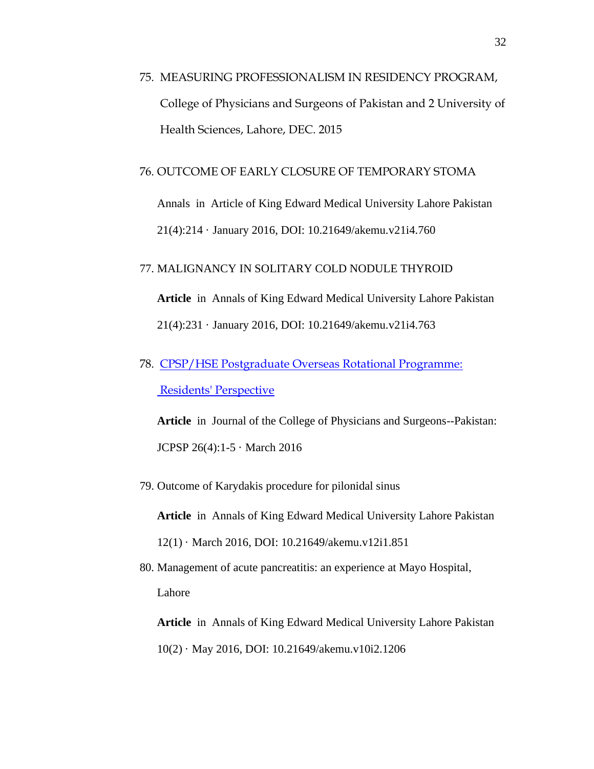75. MEASURING PROFESSIONALISM IN RESIDENCY PROGRAM, College of Physicians and Surgeons of Pakistan and 2 University of Health Sciences, Lahore, DEC. 2015

76. OUTCOME OF EARLY CLOSURE OF TEMPORARY STOMA

    Annals in Article of King Edward Medical University Lahore Pakistan 21(4):214 · January 2016, DOI: 10.21649/akemu.v21i4.760

77. MALIGNANCY IN SOLITARY COLD NODULE THYROID

    **Article** in Annals of King Edward Medical University Lahore Pakistan 21(4):231 · January 2016, DOI: 10.21649/akemu.v21i4.763

78. CPSP/HSE Postgraduate Overseas Rotational Programme: Residents' Perspective

    **Article** in Journal of the College of Physicians and Surgeons--Pakistan: JCPSP 26(4):1-5 · March 2016

79. Outcome of Karydakis procedure for pilonidal sinus

    **Article** in Annals of King Edward Medical University Lahore Pakistan 12(1) · March 2016, DOI: 10.21649/akemu.v12i1.851

80. Management of acute pancreatitis: an experience at Mayo Hospital, Lahore

    **Article** in Annals of King Edward Medical University Lahore Pakistan 10(2) · May 2016, DOI: 10.21649/akemu.v10i2.1206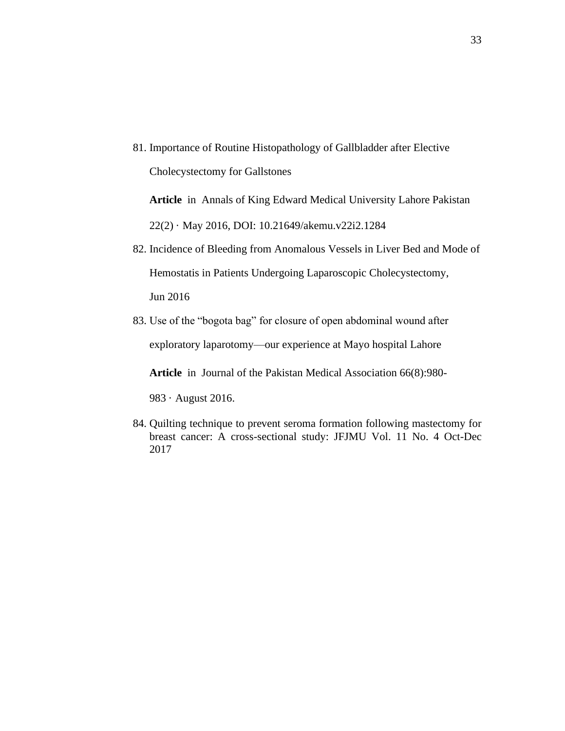81. Importance of Routine Histopathology of Gallbladder after Elective Cholecystectomy for Gallstones

    **Article** in Annals of King Edward Medical University Lahore Pakistan 22(2) · May 2016, DOI: 10.21649/akemu.v22i2.1284

82. Incidence of Bleeding from Anomalous Vessels in Liver Bed and Mode of Hemostatis in Patients Undergoing Laparoscopic Cholecystectomy, Jun 2016

83. Use of the "bogota bag" for closure of open abdominal wound after exploratory laparotomy—our experience at Mayo hospital Lahore

    **Article** in Journal of the Pakistan Medical Association 66(8):980-983 · August 2016.

84. Quilting technique to prevent seroma formation following mastectomy for breast cancer: A cross-sectional study: JFJMU Vol. 11 No. 4 Oct-Dec 2017